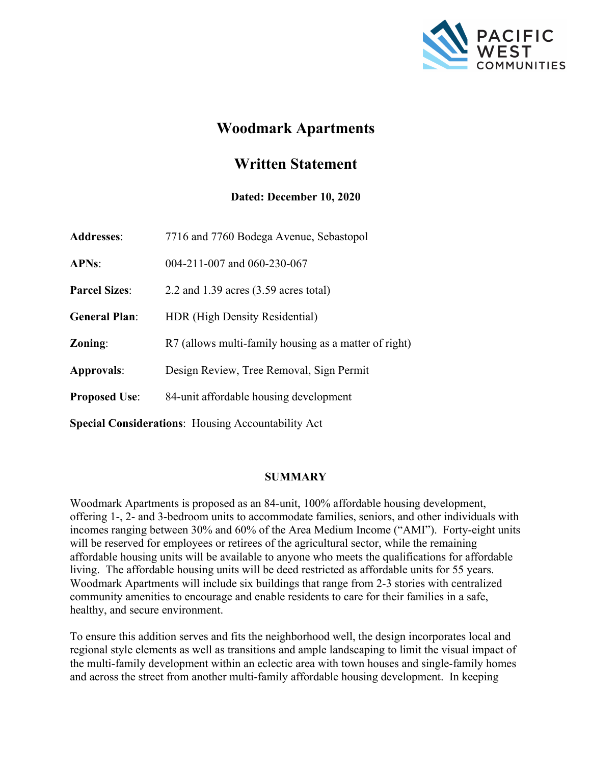# Woodmark Apartments

## Written Statement

**Dated: December 10, 2020**

**Addresses**: 7716 and 7760 Bodega Avenue, Sebastopol

**APNs**: 004-211-007 and 060-230-067

**Parcel Sizes**: 2.2 and 1.39 acres (3.59 acres total)

**General Plan**: HDR (High Density Residential)

**Zoning**: R7 (allows multi-family housing as a matter of right)

**Approvals**: Design Review, Tree Removal, Sign Permit

**Proposed Use**: 84-unit affordable housing development

**Special Considerations**: Housing Accountability Act

### SUMMARY

Woodmark Apartments is proposed as an 84-unit, 100% affordable housing development, offering 1-, 2- and 3-bedroom units to accommodate families, seniors, and other individuals with incomes ranging between 30% and 60% of the Area Medium Income ("AMI"). Forty-eight units will be reserved for employees or retirees of the agricultural sector, while the remaining affordable housing units will be available to anyone who meets the qualifications for affordable living. The affordable housing units will be deed restricted as affordable units for 55 years. Woodmark Apartments will include six buildings that range from 2-3 stories with centralized community amenities to encourage and enable residents to care for their families in a safe, healthy, and secure environment.

To ensure this addition serves and fits the neighborhood well, the design incorporates local and regional style elements as well as transitions and ample landscaping to limit the visual impact of the multi-family development within an eclectic area with town houses and single-family homes and across the street from another multi-family affordable housing development. In keeping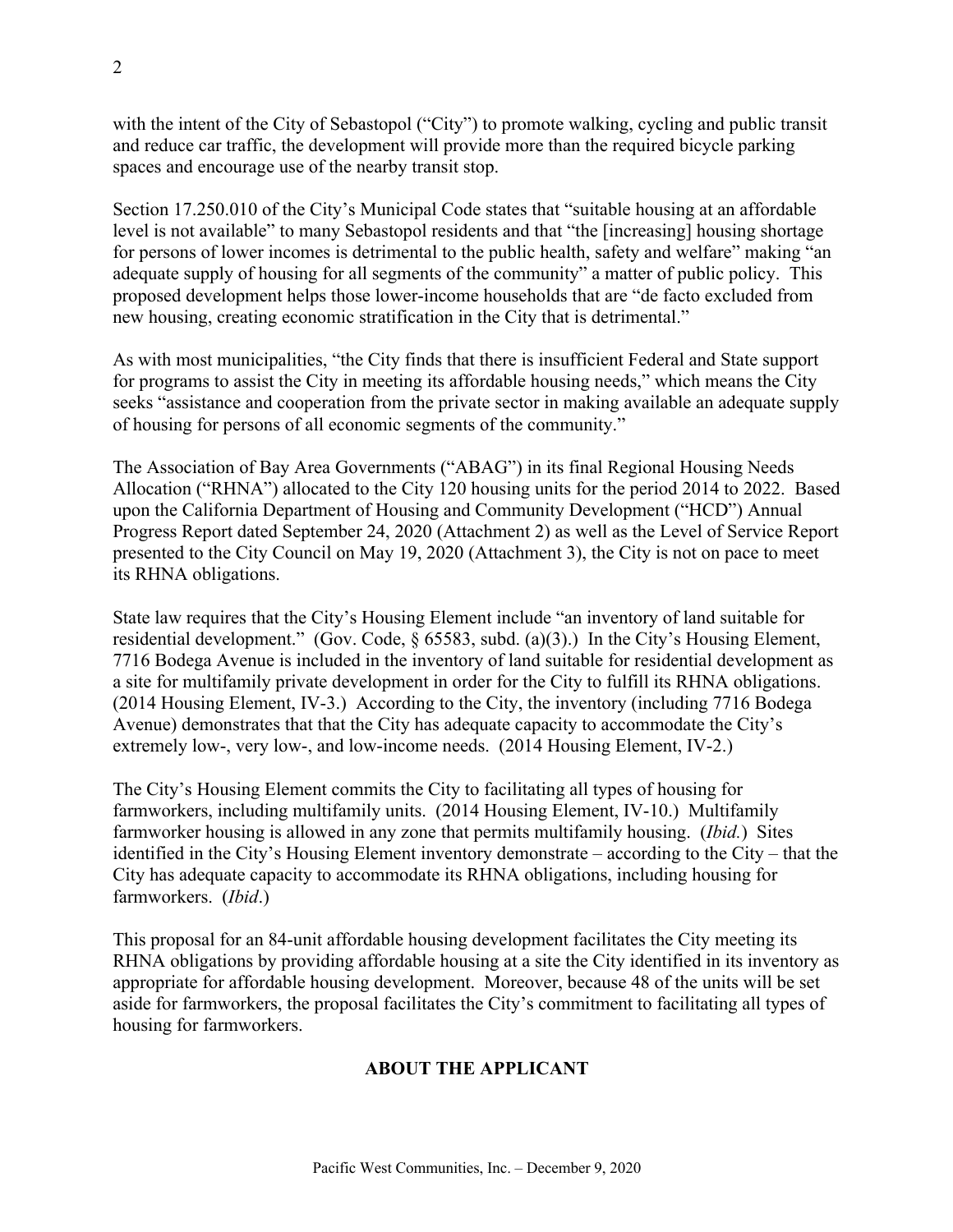with the intent of the City of Sebastopol ("City") to promote walking, cycling and public transit and reduce car traffic, the development will provide more than the required bicycle parking spaces and encourage use of the nearby transit stop.

Section 17.250.010 of the City's Municipal Code states that "suitable housing at an affordable level is not available" to many Sebastopol residents and that "the [increasing] housing shortage for persons of lower incomes is detrimental to the public health, safety and welfare" making "an adequate supply of housing for all segments of the community" a matter of public policy. This proposed development helps those lower-income households that are "de facto excluded from new housing, creating economic stratification in the City that is detrimental."

As with most municipalities, "the City finds that there is insufficient Federal and State support for programs to assist the City in meeting its affordable housing needs," which means the City seeks "assistance and cooperation from the private sector in making available an adequate supply of housing for persons of all economic segments of the community."

The Association of Bay Area Governments ("ABAG") in its final Regional Housing Needs Allocation ("RHNA") allocated to the City 120 housing units for the period 2014 to 2022. Based upon the California Department of Housing and Community Development ("HCD") Annual Progress Report dated September 24, 2020 (Attachment 2) as well as the Level of Service Report presented to the City Council on May 19, 2020 (Attachment 3), the City is not on pace to meet its RHNA obligations.

State law requires that the City's Housing Element include "an inventory of land suitable for residential development." (Gov. Code, § 65583, subd. (a)(3).) In the City's Housing Element, 7716 Bodega Avenue is included in the inventory of land suitable for residential development as a site for multifamily private development in order for the City to fulfill its RHNA obligations. (2014 Housing Element, IV-3.) According to the City, the inventory (including 7716 Bodega Avenue) demonstrates that that the City has adequate capacity to accommodate the City's extremely low-, very low-, and low-income needs. (2014 Housing Element, IV-2.)

The City's Housing Element commits the City to facilitating all types of housing for farmworkers, including multifamily units. (2014 Housing Element, IV-10.) Multifamily farmworker housing is allowed in any zone that permits multifamily housing. (*Ibid.*) Sites identified in the City's Housing Element inventory demonstrate – according to the City – that the City has adequate capacity to accommodate its RHNA obligations, including housing for farmworkers. (*Ibid*.)

This proposal for an 84-unit affordable housing development facilitates the City meeting its RHNA obligations by providing affordable housing at a site the City identified in its inventory as appropriate for affordable housing development. Moreover, because 48 of the units will be set aside for farmworkers, the proposal facilitates the City's commitment to facilitating all types of housing for farmworkers.

## ABOUT THE APPLICANT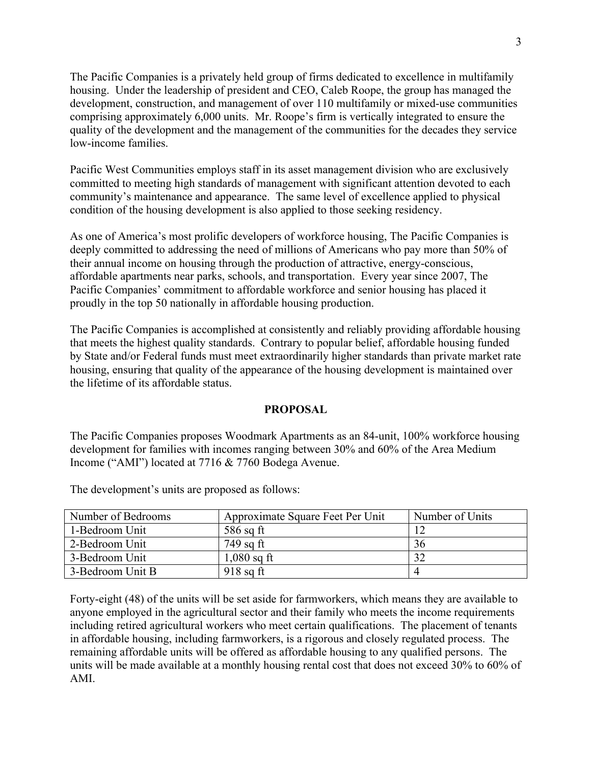The Pacific Companies is a privately held group of firms dedicated to excellence in multifamily housing. Under the leadership of president and CEO, Caleb Roope, the group has managed the development, construction, and management of over 110 multifamily or mixed-use communities comprising approximately 6,000 units. Mr. Roope's firm is vertically integrated to ensure the quality of the development and the management of the communities for the decades they service low-income families.

Pacific West Communities employs staff in its asset management division who are exclusively committed to meeting high standards of management with significant attention devoted to each community's maintenance and appearance. The same level of excellence applied to physical condition of the housing development is also applied to those seeking residency.

As one of America's most prolific developers of workforce housing, The Pacific Companies is deeply committed to addressing the need of millions of Americans who pay more than 50% of their annual income on housing through the production of attractive, energy-conscious, affordable apartments near parks, schools, and transportation. Every year since 2007, The Pacific Companies' commitment to affordable workforce and senior housing has placed it proudly in the top 50 nationally in affordable housing production.

The Pacific Companies is accomplished at consistently and reliably providing affordable housing that meets the highest quality standards. Contrary to popular belief, affordable housing funded by State and/or Federal funds must meet extraordinarily higher standards than private market rate housing, ensuring that quality of the appearance of the housing development is maintained over the lifetime of its affordable status.

## PROPOSAL

The Pacific Companies proposes Woodmark Apartments as an 84-unit, 100% workforce housing development for families with incomes ranging between 30% and 60% of the Area Medium Income ("AMI") located at 7716 & 7760 Bodega Avenue.

The development's units are proposed as follows:

| Number of Bedrooms | Approximate Square Feet Per Unit | Number of Units |
|---|---|---|
| 1-Bedroom Unit | 586 sq ft | 12 |
| 2-Bedroom Unit | 749 sq ft | 36 |
| 3-Bedroom Unit | 1,080 sq ft | 32 |
| 3-Bedroom Unit B | 918 sq ft | 4 |

Forty-eight (48) of the units will be set aside for farmworkers, which means they are available to anyone employed in the agricultural sector and their family who meets the income requirements including retired agricultural workers who meet certain qualifications. The placement of tenants in affordable housing, including farmworkers, is a rigorous and closely regulated process. The remaining affordable units will be offered as affordable housing to any qualified persons. The units will be made available at a monthly housing rental cost that does not exceed 30% to 60% of AMI.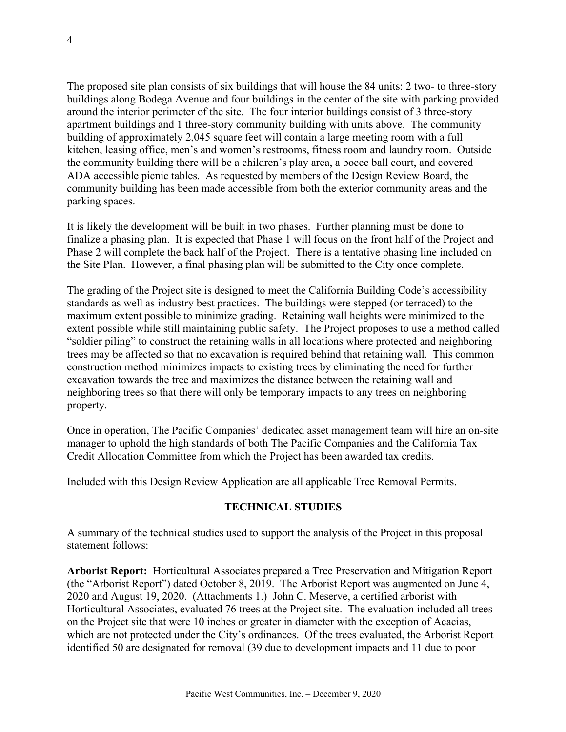The proposed site plan consists of six buildings that will house the 84 units: 2 two- to three-story buildings along Bodega Avenue and four buildings in the center of the site with parking provided around the interior perimeter of the site. The four interior buildings consist of 3 three-story apartment buildings and 1 three-story community building with units above. The community building of approximately 2,045 square feet will contain a large meeting room with a full kitchen, leasing office, men's and women's restrooms, fitness room and laundry room. Outside the community building there will be a children's play area, a bocce ball court, and covered ADA accessible picnic tables. As requested by members of the Design Review Board, the community building has been made accessible from both the exterior community areas and the parking spaces.

It is likely the development will be built in two phases. Further planning must be done to finalize a phasing plan. It is expected that Phase 1 will focus on the front half of the Project and Phase 2 will complete the back half of the Project. There is a tentative phasing line included on the Site Plan. However, a final phasing plan will be submitted to the City once complete.

The grading of the Project site is designed to meet the California Building Code's accessibility standards as well as industry best practices. The buildings were stepped (or terraced) to the maximum extent possible to minimize grading. Retaining wall heights were minimized to the extent possible while still maintaining public safety. The Project proposes to use a method called "soldier piling" to construct the retaining walls in all locations where protected and neighboring trees may be affected so that no excavation is required behind that retaining wall. This common construction method minimizes impacts to existing trees by eliminating the need for further excavation towards the tree and maximizes the distance between the retaining wall and neighboring trees so that there will only be temporary impacts to any trees on neighboring property.

Once in operation, The Pacific Companies' dedicated asset management team will hire an on-site manager to uphold the high standards of both The Pacific Companies and the California Tax Credit Allocation Committee from which the Project has been awarded tax credits.

Included with this Design Review Application are all applicable Tree Removal Permits.

## TECHNICAL STUDIES

A summary of the technical studies used to support the analysis of the Project in this proposal statement follows:

**Arborist Report:** Horticultural Associates prepared a Tree Preservation and Mitigation Report (the "Arborist Report") dated October 8, 2019. The Arborist Report was augmented on June 4, 2020 and August 19, 2020. (Attachments 1.) John C. Meserve, a certified arborist with Horticultural Associates, evaluated 76 trees at the Project site. The evaluation included all trees on the Project site that were 10 inches or greater in diameter with the exception of Acacias, which are not protected under the City's ordinances. Of the trees evaluated, the Arborist Report identified 50 are designated for removal (39 due to development impacts and 11 due to poor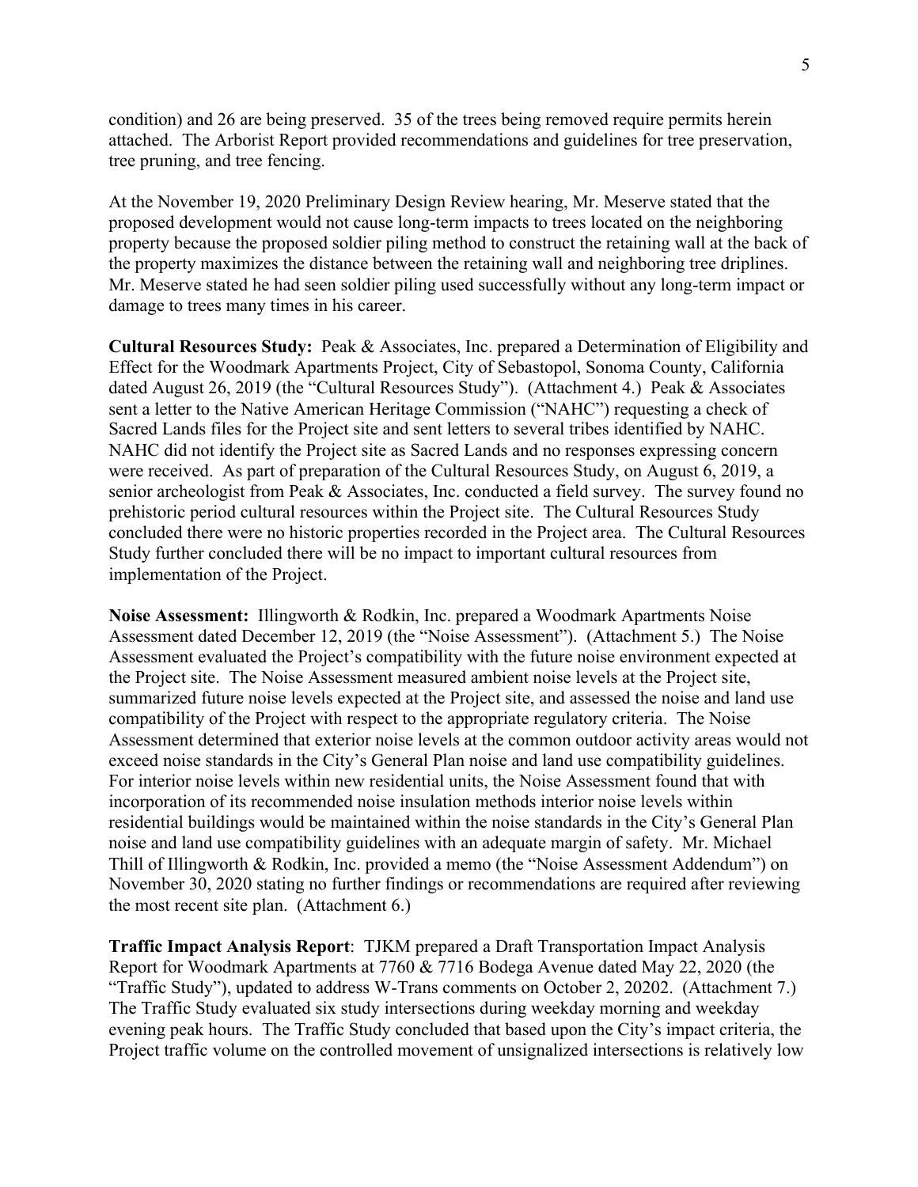condition) and 26 are being preserved. 35 of the trees being removed require permits herein attached. The Arborist Report provided recommendations and guidelines for tree preservation, tree pruning, and tree fencing.

At the November 19, 2020 Preliminary Design Review hearing, Mr. Meserve stated that the proposed development would not cause long-term impacts to trees located on the neighboring property because the proposed soldier piling method to construct the retaining wall at the back of the property maximizes the distance between the retaining wall and neighboring tree driplines. Mr. Meserve stated he had seen soldier piling used successfully without any long-term impact or damage to trees many times in his career.

**Cultural Resources Study:** Peak & Associates, Inc. prepared a Determination of Eligibility and Effect for the Woodmark Apartments Project, City of Sebastopol, Sonoma County, California dated August 26, 2019 (the "Cultural Resources Study"). (Attachment 4.) Peak & Associates sent a letter to the Native American Heritage Commission ("NAHC") requesting a check of Sacred Lands files for the Project site and sent letters to several tribes identified by NAHC. NAHC did not identify the Project site as Sacred Lands and no responses expressing concern were received. As part of preparation of the Cultural Resources Study, on August 6, 2019, a senior archeologist from Peak & Associates, Inc. conducted a field survey. The survey found no prehistoric period cultural resources within the Project site. The Cultural Resources Study concluded there were no historic properties recorded in the Project area. The Cultural Resources Study further concluded there will be no impact to important cultural resources from implementation of the Project.

**Noise Assessment:** Illingworth & Rodkin, Inc. prepared a Woodmark Apartments Noise Assessment dated December 12, 2019 (the "Noise Assessment"). (Attachment 5.) The Noise Assessment evaluated the Project's compatibility with the future noise environment expected at the Project site. The Noise Assessment measured ambient noise levels at the Project site, summarized future noise levels expected at the Project site, and assessed the noise and land use compatibility of the Project with respect to the appropriate regulatory criteria. The Noise Assessment determined that exterior noise levels at the common outdoor activity areas would not exceed noise standards in the City's General Plan noise and land use compatibility guidelines. For interior noise levels within new residential units, the Noise Assessment found that with incorporation of its recommended noise insulation methods interior noise levels within residential buildings would be maintained within the noise standards in the City's General Plan noise and land use compatibility guidelines with an adequate margin of safety. Mr. Michael Thill of Illingworth & Rodkin, Inc. provided a memo (the "Noise Assessment Addendum") on November 30, 2020 stating no further findings or recommendations are required after reviewing the most recent site plan. (Attachment 6.)

**Traffic Impact Analysis Report**: TJKM prepared a Draft Transportation Impact Analysis Report for Woodmark Apartments at 7760 & 7716 Bodega Avenue dated May 22, 2020 (the "Traffic Study"), updated to address W-Trans comments on October 2, 20202. (Attachment 7.) The Traffic Study evaluated six study intersections during weekday morning and weekday evening peak hours. The Traffic Study concluded that based upon the City's impact criteria, the Project traffic volume on the controlled movement of unsignalized intersections is relatively low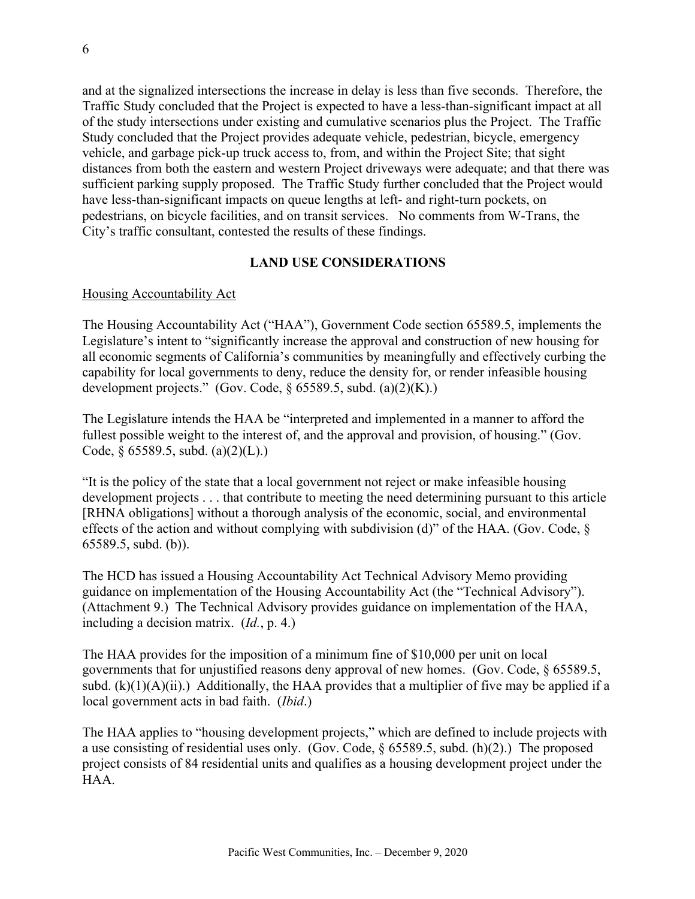and at the signalized intersections the increase in delay is less than five seconds. Therefore, the Traffic Study concluded that the Project is expected to have a less-than-significant impact at all of the study intersections under existing and cumulative scenarios plus the Project. The Traffic Study concluded that the Project provides adequate vehicle, pedestrian, bicycle, emergency vehicle, and garbage pick-up truck access to, from, and within the Project Site; that sight distances from both the eastern and western Project driveways were adequate; and that there was sufficient parking supply proposed. The Traffic Study further concluded that the Project would have less-than-significant impacts on queue lengths at left- and right-turn pockets, on pedestrians, on bicycle facilities, and on transit services. No comments from W-Trans, the City's traffic consultant, contested the results of these findings.

## LAND USE CONSIDERATIONS

### Housing Accountability Act

The Housing Accountability Act ("HAA"), Government Code section 65589.5, implements the Legislature's intent to "significantly increase the approval and construction of new housing for all economic segments of California's communities by meaningfully and effectively curbing the capability for local governments to deny, reduce the density for, or render infeasible housing development projects." (Gov. Code, § 65589.5, subd. (a)(2)(K).)

The Legislature intends the HAA be "interpreted and implemented in a manner to afford the fullest possible weight to the interest of, and the approval and provision, of housing." (Gov. Code, § 65589.5, subd. (a)(2)(L).)

"It is the policy of the state that a local government not reject or make infeasible housing development projects . . . that contribute to meeting the need determining pursuant to this article [RHNA obligations] without a thorough analysis of the economic, social, and environmental effects of the action and without complying with subdivision (d)" of the HAA. (Gov. Code, § 65589.5, subd. (b)).

The HCD has issued a Housing Accountability Act Technical Advisory Memo providing guidance on implementation of the Housing Accountability Act (the "Technical Advisory"). (Attachment 9.) The Technical Advisory provides guidance on implementation of the HAA, including a decision matrix. (*Id.*, p. 4.)

The HAA provides for the imposition of a minimum fine of $10,000 per unit on local governments that for unjustified reasons deny approval of new homes. (Gov. Code, § 65589.5, subd. (k)(1)(A)(ii).) Additionally, the HAA provides that a multiplier of five may be applied if a local government acts in bad faith. (*Ibid*.)

The HAA applies to "housing development projects," which are defined to include projects with a use consisting of residential uses only. (Gov. Code, § 65589.5, subd. (h)(2).) The proposed project consists of 84 residential units and qualifies as a housing development project under the HAA.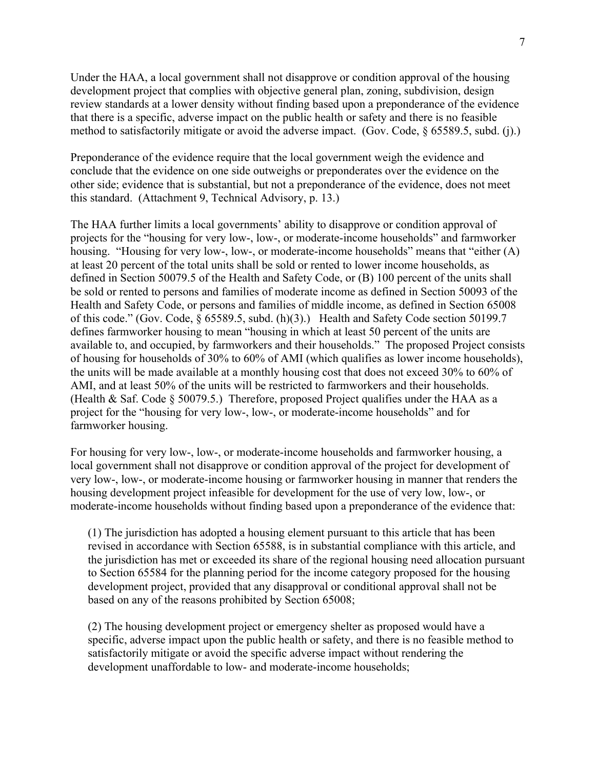Under the HAA, a local government shall not disapprove or condition approval of the housing development project that complies with objective general plan, zoning, subdivision, design review standards at a lower density without finding based upon a preponderance of the evidence that there is a specific, adverse impact on the public health or safety and there is no feasible method to satisfactorily mitigate or avoid the adverse impact. (Gov. Code, § 65589.5, subd. (j).)

Preponderance of the evidence require that the local government weigh the evidence and conclude that the evidence on one side outweighs or preponderates over the evidence on the other side; evidence that is substantial, but not a preponderance of the evidence, does not meet this standard. (Attachment 9, Technical Advisory, p. 13.)

The HAA further limits a local governments' ability to disapprove or condition approval of projects for the "housing for very low-, low-, or moderate-income households" and farmworker housing. "Housing for very low-, low-, or moderate-income households" means that "either (A) at least 20 percent of the total units shall be sold or rented to lower income households, as defined in Section 50079.5 of the Health and Safety Code, or (B) 100 percent of the units shall be sold or rented to persons and families of moderate income as defined in Section 50093 of the Health and Safety Code, or persons and families of middle income, as defined in Section 65008 of this code." (Gov. Code, § 65589.5, subd. (h)(3).) Health and Safety Code section 50199.7 defines farmworker housing to mean "housing in which at least 50 percent of the units are available to, and occupied, by farmworkers and their households." The proposed Project consists of housing for households of 30% to 60% of AMI (which qualifies as lower income households), the units will be made available at a monthly housing cost that does not exceed 30% to 60% of AMI, and at least 50% of the units will be restricted to farmworkers and their households. (Health & Saf. Code § 50079.5.) Therefore, proposed Project qualifies under the HAA as a project for the "housing for very low-, low-, or moderate-income households" and for farmworker housing.

For housing for very low-, low-, or moderate-income households and farmworker housing, a local government shall not disapprove or condition approval of the project for development of very low-, low-, or moderate-income housing or farmworker housing in manner that renders the housing development project infeasible for development for the use of very low, low-, or moderate-income households without finding based upon a preponderance of the evidence that:

> (1) The jurisdiction has adopted a housing element pursuant to this article that has been revised in accordance with Section 65588, is in substantial compliance with this article, and the jurisdiction has met or exceeded its share of the regional housing need allocation pursuant to Section 65584 for the planning period for the income category proposed for the housing development project, provided that any disapproval or conditional approval shall not be based on any of the reasons prohibited by Section 65008;
>
> (2) The housing development project or emergency shelter as proposed would have a specific, adverse impact upon the public health or safety, and there is no feasible method to satisfactorily mitigate or avoid the specific adverse impact without rendering the development unaffordable to low- and moderate-income households;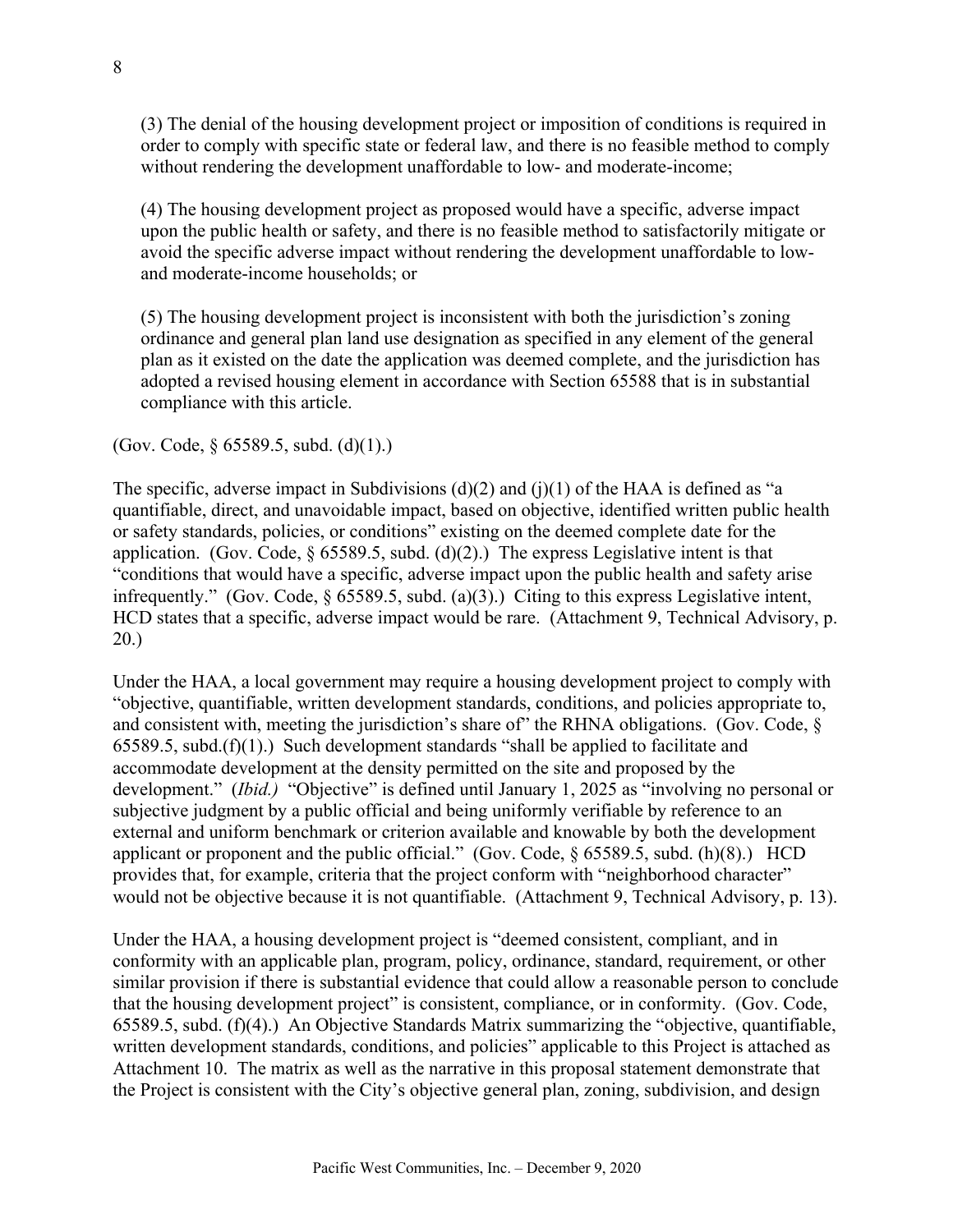(3) The denial of the housing development project or imposition of conditions is required in order to comply with specific state or federal law, and there is no feasible method to comply without rendering the development unaffordable to low- and moderate-income;

(4) The housing development project as proposed would have a specific, adverse impact upon the public health or safety, and there is no feasible method to satisfactorily mitigate or avoid the specific adverse impact without rendering the development unaffordable to low- and moderate-income households; or

(5) The housing development project is inconsistent with both the jurisdiction's zoning ordinance and general plan land use designation as specified in any element of the general plan as it existed on the date the application was deemed complete, and the jurisdiction has adopted a revised housing element in accordance with Section 65588 that is in substantial compliance with this article.

(Gov. Code, § 65589.5, subd. (d)(1).)

The specific, adverse impact in Subdivisions (d)(2) and (j)(1) of the HAA is defined as "a quantifiable, direct, and unavoidable impact, based on objective, identified written public health or safety standards, policies, or conditions" existing on the deemed complete date for the application. (Gov. Code, § 65589.5, subd. (d)(2).) The express Legislative intent is that "conditions that would have a specific, adverse impact upon the public health and safety arise infrequently." (Gov. Code, § 65589.5, subd. (a)(3).) Citing to this express Legislative intent, HCD states that a specific, adverse impact would be rare. (Attachment 9, Technical Advisory, p. 20.)

Under the HAA, a local government may require a housing development project to comply with "objective, quantifiable, written development standards, conditions, and policies appropriate to, and consistent with, meeting the jurisdiction's share of" the RHNA obligations. (Gov. Code, § 65589.5, subd.(f)(1).) Such development standards "shall be applied to facilitate and accommodate development at the density permitted on the site and proposed by the development." (*Ibid.)* "Objective" is defined until January 1, 2025 as "involving no personal or subjective judgment by a public official and being uniformly verifiable by reference to an external and uniform benchmark or criterion available and knowable by both the development applicant or proponent and the public official." (Gov. Code, § 65589.5, subd. (h)(8).) HCD provides that, for example, criteria that the project conform with "neighborhood character" would not be objective because it is not quantifiable. (Attachment 9, Technical Advisory, p. 13).

Under the HAA, a housing development project is "deemed consistent, compliant, and in conformity with an applicable plan, program, policy, ordinance, standard, requirement, or other similar provision if there is substantial evidence that could allow a reasonable person to conclude that the housing development project" is consistent, compliance, or in conformity. (Gov. Code, 65589.5, subd. (f)(4).) An Objective Standards Matrix summarizing the "objective, quantifiable, written development standards, conditions, and policies" applicable to this Project is attached as Attachment 10. The matrix as well as the narrative in this proposal statement demonstrate that the Project is consistent with the City's objective general plan, zoning, subdivision, and design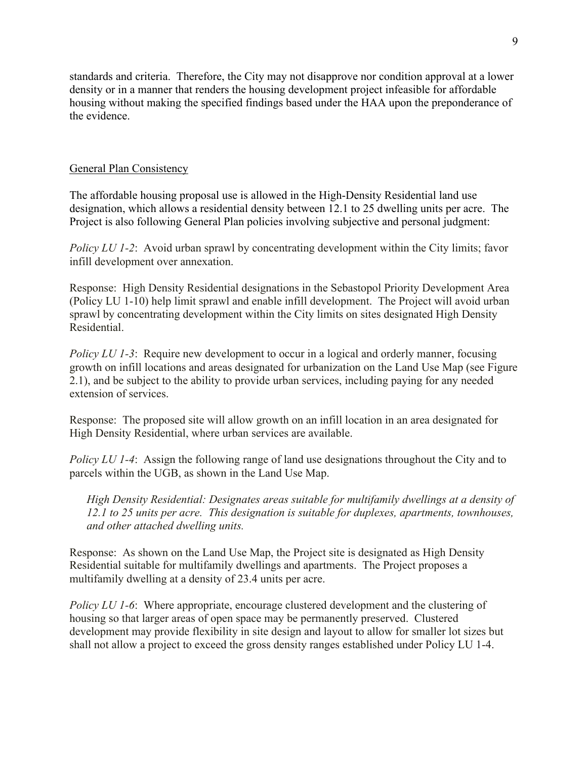standards and criteria. Therefore, the City may not disapprove nor condition approval at a lower density or in a manner that renders the housing development project infeasible for affordable housing without making the specified findings based under the HAA upon the preponderance of the evidence.

## General Plan Consistency

The affordable housing proposal use is allowed in the High-Density Residential land use designation, which allows a residential density between 12.1 to 25 dwelling units per acre. The Project is also following General Plan policies involving subjective and personal judgment:

*Policy LU 1-2*: Avoid urban sprawl by concentrating development within the City limits; favor infill development over annexation.

Response: High Density Residential designations in the Sebastopol Priority Development Area (Policy LU 1-10) help limit sprawl and enable infill development. The Project will avoid urban sprawl by concentrating development within the City limits on sites designated High Density Residential.

*Policy LU 1-3*: Require new development to occur in a logical and orderly manner, focusing growth on infill locations and areas designated for urbanization on the Land Use Map (see Figure 2.1), and be subject to the ability to provide urban services, including paying for any needed extension of services.

Response: The proposed site will allow growth on an infill location in an area designated for High Density Residential, where urban services are available.

*Policy LU 1-4*: Assign the following range of land use designations throughout the City and to parcels within the UGB, as shown in the Land Use Map.

> *High Density Residential: Designates areas suitable for multifamily dwellings at a density of 12.1 to 25 units per acre. This designation is suitable for duplexes, apartments, townhouses, and other attached dwelling units.*

Response: As shown on the Land Use Map, the Project site is designated as High Density Residential suitable for multifamily dwellings and apartments. The Project proposes a multifamily dwelling at a density of 23.4 units per acre.

*Policy LU 1-6*: Where appropriate, encourage clustered development and the clustering of housing so that larger areas of open space may be permanently preserved. Clustered development may provide flexibility in site design and layout to allow for smaller lot sizes but shall not allow a project to exceed the gross density ranges established under Policy LU 1-4.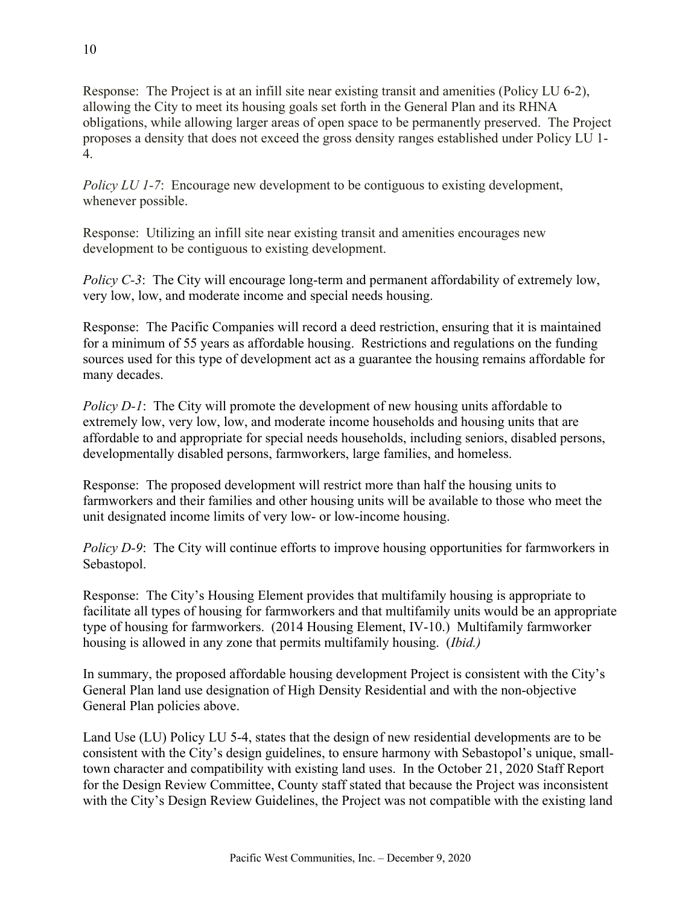Response: The Project is at an infill site near existing transit and amenities (Policy LU 6-2), allowing the City to meet its housing goals set forth in the General Plan and its RHNA obligations, while allowing larger areas of open space to be permanently preserved. The Project proposes a density that does not exceed the gross density ranges established under Policy LU 1-4.

*Policy LU 1-7*: Encourage new development to be contiguous to existing development, whenever possible.

Response: Utilizing an infill site near existing transit and amenities encourages new development to be contiguous to existing development.

*Policy C-3*: The City will encourage long-term and permanent affordability of extremely low, very low, low, and moderate income and special needs housing.

Response: The Pacific Companies will record a deed restriction, ensuring that it is maintained for a minimum of 55 years as affordable housing. Restrictions and regulations on the funding sources used for this type of development act as a guarantee the housing remains affordable for many decades.

*Policy D-1*: The City will promote the development of new housing units affordable to extremely low, very low, low, and moderate income households and housing units that are affordable to and appropriate for special needs households, including seniors, disabled persons, developmentally disabled persons, farmworkers, large families, and homeless.

Response: The proposed development will restrict more than half the housing units to farmworkers and their families and other housing units will be available to those who meet the unit designated income limits of very low- or low-income housing.

*Policy D-9*: The City will continue efforts to improve housing opportunities for farmworkers in Sebastopol.

Response: The City's Housing Element provides that multifamily housing is appropriate to facilitate all types of housing for farmworkers and that multifamily units would be an appropriate type of housing for farmworkers. (2014 Housing Element, IV-10.) Multifamily farmworker housing is allowed in any zone that permits multifamily housing. (*Ibid.)*

In summary, the proposed affordable housing development Project is consistent with the City's General Plan land use designation of High Density Residential and with the non-objective General Plan policies above.

Land Use (LU) Policy LU 5-4, states that the design of new residential developments are to be consistent with the City's design guidelines, to ensure harmony with Sebastopol's unique, small-town character and compatibility with existing land uses. In the October 21, 2020 Staff Report for the Design Review Committee, County staff stated that because the Project was inconsistent with the City's Design Review Guidelines, the Project was not compatible with the existing land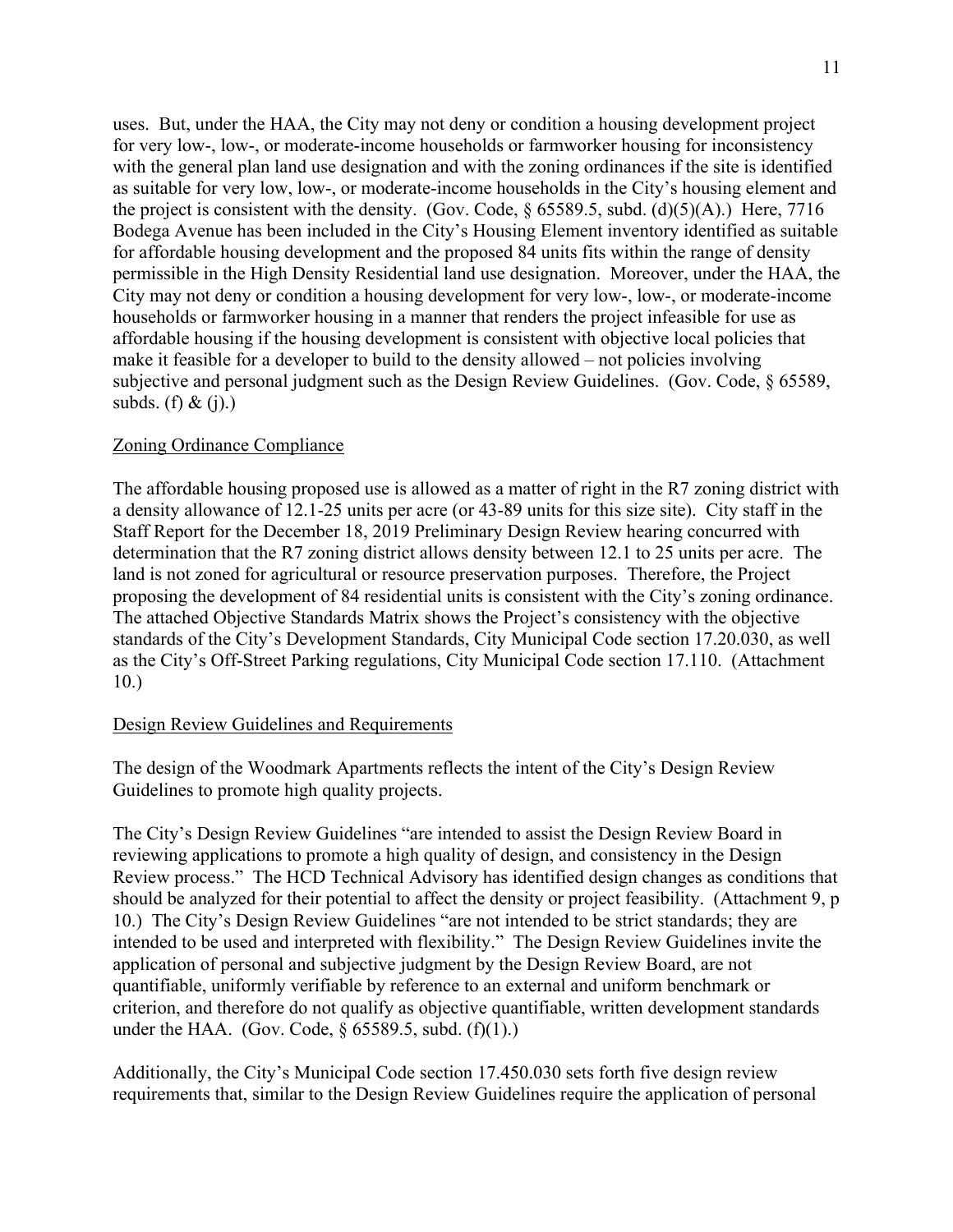uses. But, under the HAA, the City may not deny or condition a housing development project for very low-, low-, or moderate-income households or farmworker housing for inconsistency with the general plan land use designation and with the zoning ordinances if the site is identified as suitable for very low, low-, or moderate-income households in the City's housing element and the project is consistent with the density. (Gov. Code, § 65589.5, subd. (d)(5)(A).) Here, 7716 Bodega Avenue has been included in the City's Housing Element inventory identified as suitable for affordable housing development and the proposed 84 units fits within the range of density permissible in the High Density Residential land use designation. Moreover, under the HAA, the City may not deny or condition a housing development for very low-, low-, or moderate-income households or farmworker housing in a manner that renders the project infeasible for use as affordable housing if the housing development is consistent with objective local policies that make it feasible for a developer to build to the density allowed – not policies involving subjective and personal judgment such as the Design Review Guidelines. (Gov. Code, § 65589, subds. (f) & (j).)

<u>Zoning Ordinance Compliance</u>

The affordable housing proposed use is allowed as a matter of right in the R7 zoning district with a density allowance of 12.1-25 units per acre (or 43-89 units for this size site). City staff in the Staff Report for the December 18, 2019 Preliminary Design Review hearing concurred with determination that the R7 zoning district allows density between 12.1 to 25 units per acre. The land is not zoned for agricultural or resource preservation purposes. Therefore, the Project proposing the development of 84 residential units is consistent with the City's zoning ordinance. The attached Objective Standards Matrix shows the Project's consistency with the objective standards of the City's Development Standards, City Municipal Code section 17.20.030, as well as the City's Off-Street Parking regulations, City Municipal Code section 17.110. (Attachment 10.)

<u>Design Review Guidelines and Requirements</u>

The design of the Woodmark Apartments reflects the intent of the City's Design Review Guidelines to promote high quality projects.

The City's Design Review Guidelines "are intended to assist the Design Review Board in reviewing applications to promote a high quality of design, and consistency in the Design Review process." The HCD Technical Advisory has identified design changes as conditions that should be analyzed for their potential to affect the density or project feasibility. (Attachment 9, p 10.) The City's Design Review Guidelines "are not intended to be strict standards; they are intended to be used and interpreted with flexibility." The Design Review Guidelines invite the application of personal and subjective judgment by the Design Review Board, are not quantifiable, uniformly verifiable by reference to an external and uniform benchmark or criterion, and therefore do not qualify as objective quantifiable, written development standards under the HAA. (Gov. Code, § 65589.5, subd. (f)(1).)

Additionally, the City's Municipal Code section 17.450.030 sets forth five design review requirements that, similar to the Design Review Guidelines require the application of personal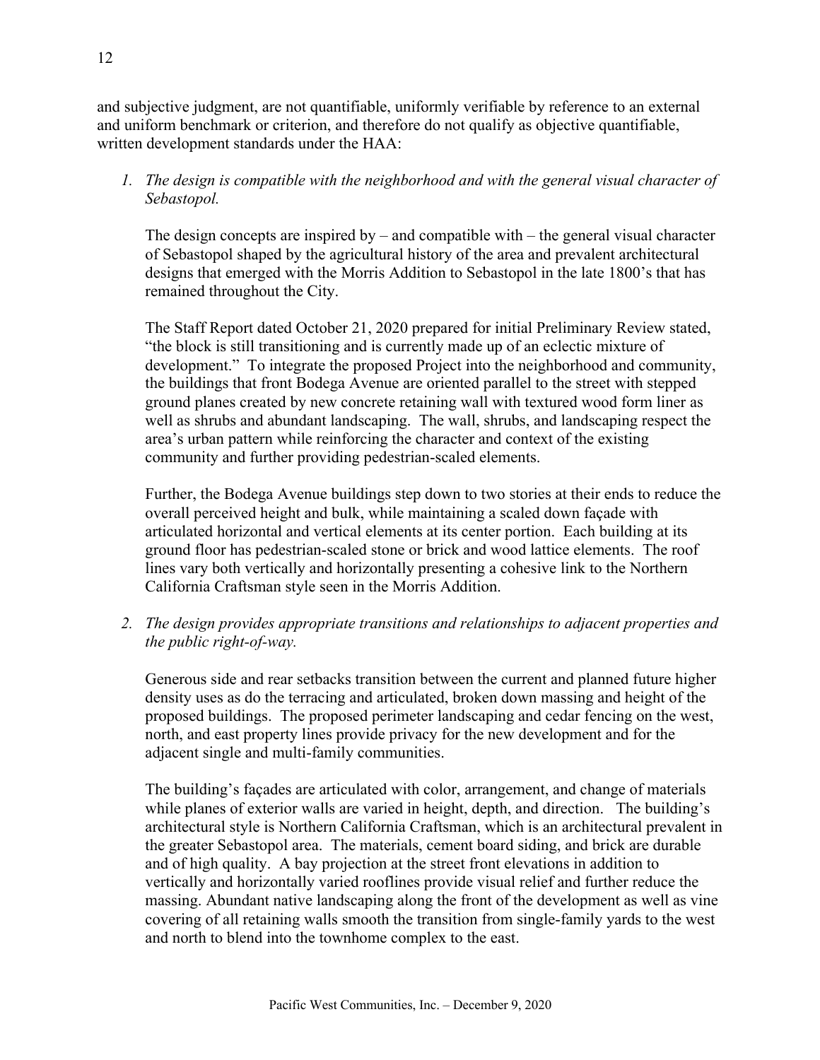and subjective judgment, are not quantifiable, uniformly verifiable by reference to an external and uniform benchmark or criterion, and therefore do not qualify as objective quantifiable, written development standards under the HAA:

1. *The design is compatible with the neighborhood and with the general visual character of Sebastopol.*

   The design concepts are inspired by – and compatible with – the general visual character of Sebastopol shaped by the agricultural history of the area and prevalent architectural designs that emerged with the Morris Addition to Sebastopol in the late 1800's that has remained throughout the City.

   The Staff Report dated October 21, 2020 prepared for initial Preliminary Review stated, "the block is still transitioning and is currently made up of an eclectic mixture of development." To integrate the proposed Project into the neighborhood and community, the buildings that front Bodega Avenue are oriented parallel to the street with stepped ground planes created by new concrete retaining wall with textured wood form liner as well as shrubs and abundant landscaping. The wall, shrubs, and landscaping respect the area's urban pattern while reinforcing the character and context of the existing community and further providing pedestrian-scaled elements.

   Further, the Bodega Avenue buildings step down to two stories at their ends to reduce the overall perceived height and bulk, while maintaining a scaled down façade with articulated horizontal and vertical elements at its center portion. Each building at its ground floor has pedestrian-scaled stone or brick and wood lattice elements. The roof lines vary both vertically and horizontally presenting a cohesive link to the Northern California Craftsman style seen in the Morris Addition.

2. *The design provides appropriate transitions and relationships to adjacent properties and the public right-of-way.*

   Generous side and rear setbacks transition between the current and planned future higher density uses as do the terracing and articulated, broken down massing and height of the proposed buildings. The proposed perimeter landscaping and cedar fencing on the west, north, and east property lines provide privacy for the new development and for the adjacent single and multi-family communities.

   The building's façades are articulated with color, arrangement, and change of materials while planes of exterior walls are varied in height, depth, and direction. The building's architectural style is Northern California Craftsman, which is an architectural prevalent in the greater Sebastopol area. The materials, cement board siding, and brick are durable and of high quality. A bay projection at the street front elevations in addition to vertically and horizontally varied rooflines provide visual relief and further reduce the massing. Abundant native landscaping along the front of the development as well as vine covering of all retaining walls smooth the transition from single-family yards to the west and north to blend into the townhome complex to the east.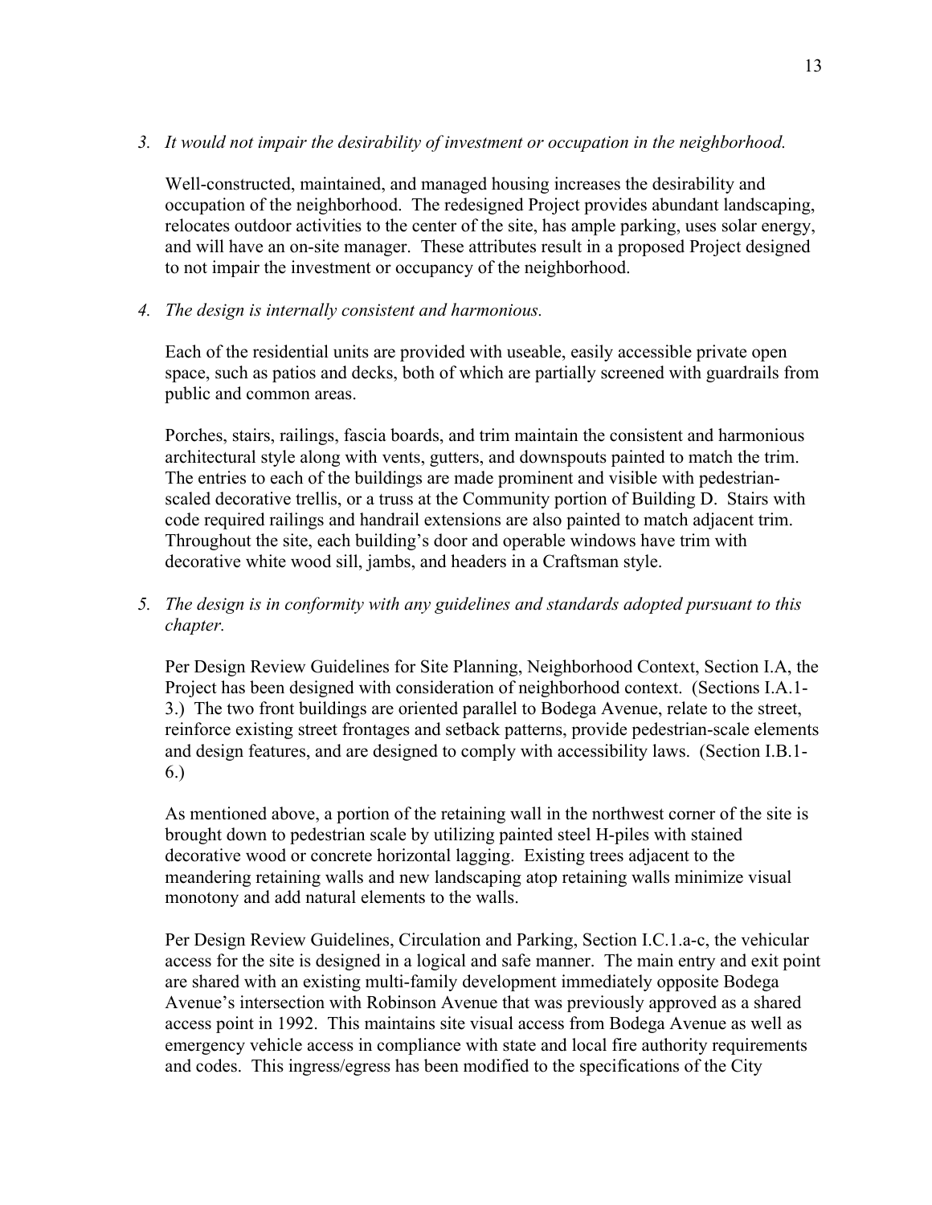3. *It would not impair the desirability of investment or occupation in the neighborhood.*

   Well-constructed, maintained, and managed housing increases the desirability and occupation of the neighborhood. The redesigned Project provides abundant landscaping, relocates outdoor activities to the center of the site, has ample parking, uses solar energy, and will have an on-site manager. These attributes result in a proposed Project designed to not impair the investment or occupancy of the neighborhood.

4. *The design is internally consistent and harmonious.*

   Each of the residential units are provided with useable, easily accessible private open space, such as patios and decks, both of which are partially screened with guardrails from public and common areas.

   Porches, stairs, railings, fascia boards, and trim maintain the consistent and harmonious architectural style along with vents, gutters, and downspouts painted to match the trim. The entries to each of the buildings are made prominent and visible with pedestrian-scaled decorative trellis, or a truss at the Community portion of Building D. Stairs with code required railings and handrail extensions are also painted to match adjacent trim. Throughout the site, each building's door and operable windows have trim with decorative white wood sill, jambs, and headers in a Craftsman style.

5. *The design is in conformity with any guidelines and standards adopted pursuant to this chapter.*

   Per Design Review Guidelines for Site Planning, Neighborhood Context, Section I.A, the Project has been designed with consideration of neighborhood context. (Sections I.A.1-3.) The two front buildings are oriented parallel to Bodega Avenue, relate to the street, reinforce existing street frontages and setback patterns, provide pedestrian-scale elements and design features, and are designed to comply with accessibility laws. (Section I.B.1-6.)

   As mentioned above, a portion of the retaining wall in the northwest corner of the site is brought down to pedestrian scale by utilizing painted steel H-piles with stained decorative wood or concrete horizontal lagging. Existing trees adjacent to the meandering retaining walls and new landscaping atop retaining walls minimize visual monotony and add natural elements to the walls.

   Per Design Review Guidelines, Circulation and Parking, Section I.C.1.a-c, the vehicular access for the site is designed in a logical and safe manner. The main entry and exit point are shared with an existing multi-family development immediately opposite Bodega Avenue's intersection with Robinson Avenue that was previously approved as a shared access point in 1992. This maintains site visual access from Bodega Avenue as well as emergency vehicle access in compliance with state and local fire authority requirements and codes. This ingress/egress has been modified to the specifications of the City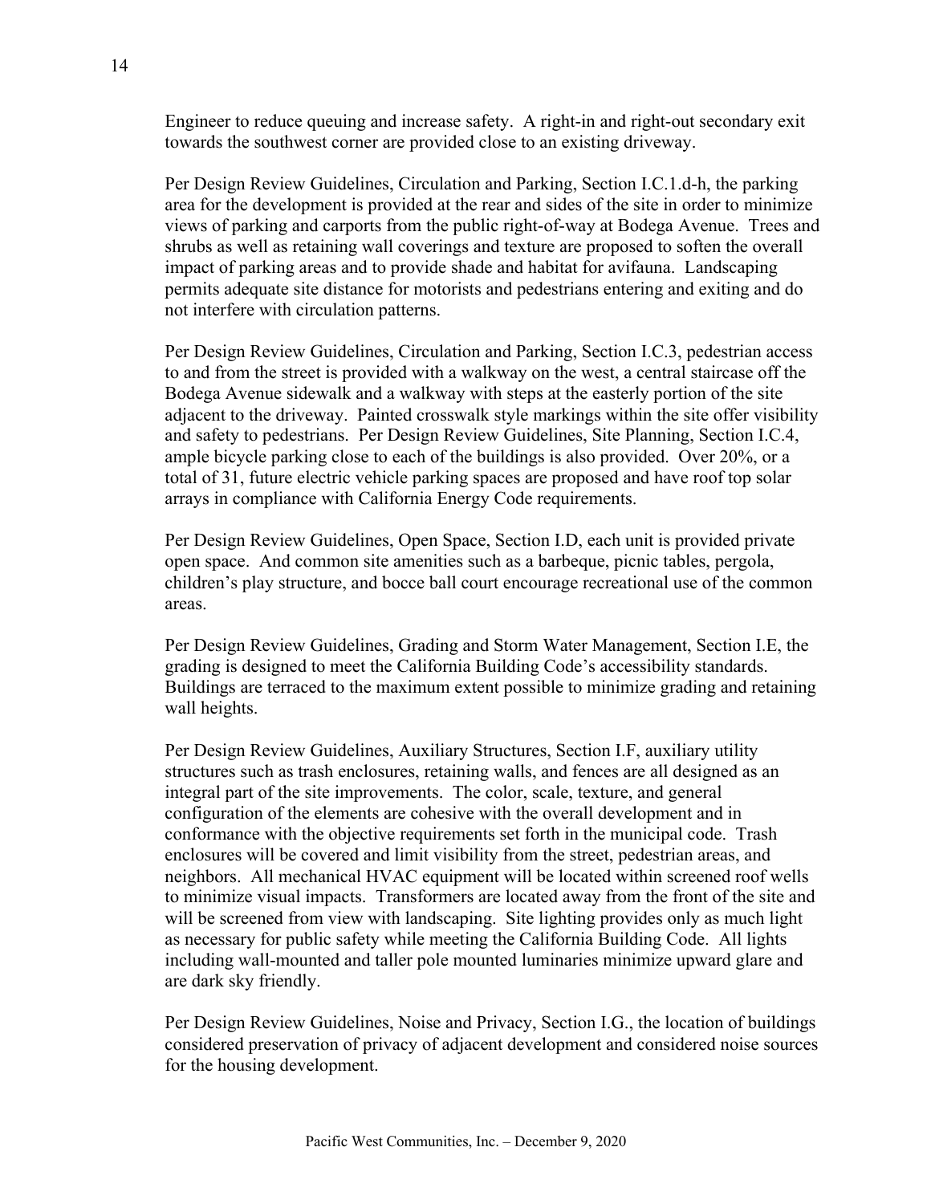Engineer to reduce queuing and increase safety. A right-in and right-out secondary exit towards the southwest corner are provided close to an existing driveway.

Per Design Review Guidelines, Circulation and Parking, Section I.C.1.d-h, the parking area for the development is provided at the rear and sides of the site in order to minimize views of parking and carports from the public right-of-way at Bodega Avenue. Trees and shrubs as well as retaining wall coverings and texture are proposed to soften the overall impact of parking areas and to provide shade and habitat for avifauna. Landscaping permits adequate site distance for motorists and pedestrians entering and exiting and do not interfere with circulation patterns.

Per Design Review Guidelines, Circulation and Parking, Section I.C.3, pedestrian access to and from the street is provided with a walkway on the west, a central staircase off the Bodega Avenue sidewalk and a walkway with steps at the easterly portion of the site adjacent to the driveway. Painted crosswalk style markings within the site offer visibility and safety to pedestrians. Per Design Review Guidelines, Site Planning, Section I.C.4, ample bicycle parking close to each of the buildings is also provided. Over 20%, or a total of 31, future electric vehicle parking spaces are proposed and have roof top solar arrays in compliance with California Energy Code requirements.

Per Design Review Guidelines, Open Space, Section I.D, each unit is provided private open space. And common site amenities such as a barbeque, picnic tables, pergola, children's play structure, and bocce ball court encourage recreational use of the common areas.

Per Design Review Guidelines, Grading and Storm Water Management, Section I.E, the grading is designed to meet the California Building Code's accessibility standards. Buildings are terraced to the maximum extent possible to minimize grading and retaining wall heights.

Per Design Review Guidelines, Auxiliary Structures, Section I.F, auxiliary utility structures such as trash enclosures, retaining walls, and fences are all designed as an integral part of the site improvements. The color, scale, texture, and general configuration of the elements are cohesive with the overall development and in conformance with the objective requirements set forth in the municipal code. Trash enclosures will be covered and limit visibility from the street, pedestrian areas, and neighbors. All mechanical HVAC equipment will be located within screened roof wells to minimize visual impacts. Transformers are located away from the front of the site and will be screened from view with landscaping. Site lighting provides only as much light as necessary for public safety while meeting the California Building Code. All lights including wall-mounted and taller pole mounted luminaries minimize upward glare and are dark sky friendly.

Per Design Review Guidelines, Noise and Privacy, Section I.G., the location of buildings considered preservation of privacy of adjacent development and considered noise sources for the housing development.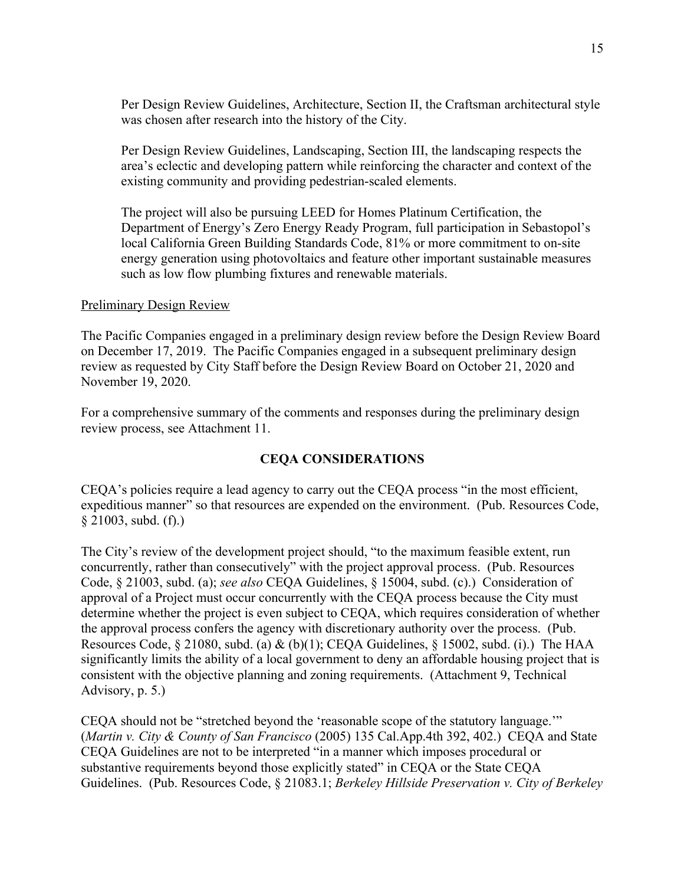Per Design Review Guidelines, Architecture, Section II, the Craftsman architectural style was chosen after research into the history of the City.

Per Design Review Guidelines, Landscaping, Section III, the landscaping respects the area's eclectic and developing pattern while reinforcing the character and context of the existing community and providing pedestrian-scaled elements.

The project will also be pursuing LEED for Homes Platinum Certification, the Department of Energy's Zero Energy Ready Program, full participation in Sebastopol's local California Green Building Standards Code, 81% or more commitment to on-site energy generation using photovoltaics and feature other important sustainable measures such as low flow plumbing fixtures and renewable materials.

<u>Preliminary Design Review</u>

The Pacific Companies engaged in a preliminary design review before the Design Review Board on December 17, 2019. The Pacific Companies engaged in a subsequent preliminary design review as requested by City Staff before the Design Review Board on October 21, 2020 and November 19, 2020.

For a comprehensive summary of the comments and responses during the preliminary design review process, see Attachment 11.

## CEQA CONSIDERATIONS

CEQA's policies require a lead agency to carry out the CEQA process "in the most efficient, expeditious manner" so that resources are expended on the environment. (Pub. Resources Code, § 21003, subd. (f).)

The City's review of the development project should, "to the maximum feasible extent, run concurrently, rather than consecutively" with the project approval process. (Pub. Resources Code, § 21003, subd. (a); *see also* CEQA Guidelines, § 15004, subd. (c).) Consideration of approval of a Project must occur concurrently with the CEQA process because the City must determine whether the project is even subject to CEQA, which requires consideration of whether the approval process confers the agency with discretionary authority over the process. (Pub. Resources Code, § 21080, subd. (a) & (b)(1); CEQA Guidelines, § 15002, subd. (i).) The HAA significantly limits the ability of a local government to deny an affordable housing project that is consistent with the objective planning and zoning requirements. (Attachment 9, Technical Advisory, p. 5.)

CEQA should not be "stretched beyond the 'reasonable scope of the statutory language.'" (*Martin v. City & County of San Francisco* (2005) 135 Cal.App.4th 392, 402.) CEQA and State CEQA Guidelines are not to be interpreted "in a manner which imposes procedural or substantive requirements beyond those explicitly stated" in CEQA or the State CEQA Guidelines. (Pub. Resources Code, § 21083.1; *Berkeley Hillside Preservation v. City of Berkeley*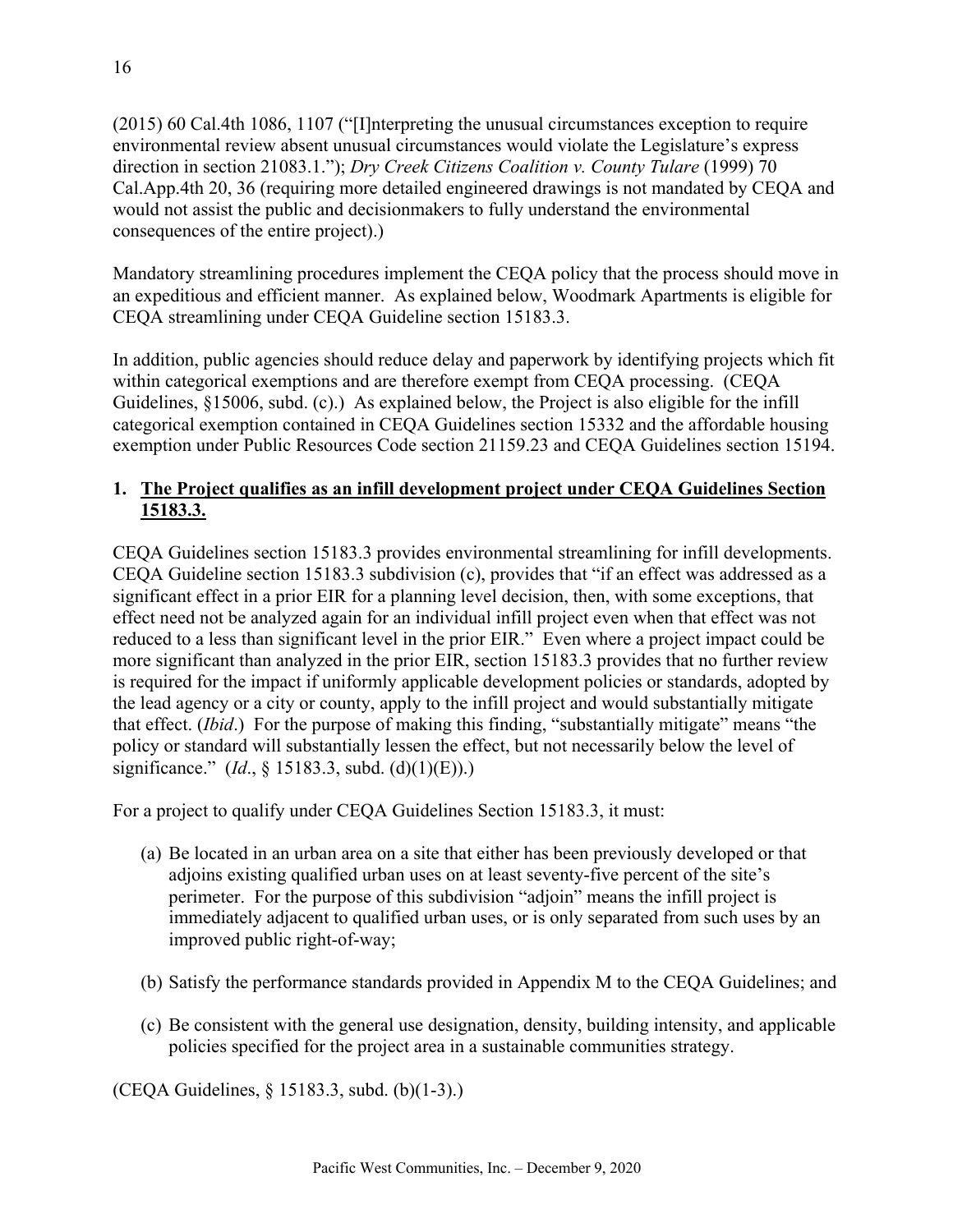(2015) 60 Cal.4th 1086, 1107 ("[I]nterpreting the unusual circumstances exception to require environmental review absent unusual circumstances would violate the Legislature's express direction in section 21083.1."); *Dry Creek Citizens Coalition v. County Tulare* (1999) 70 Cal.App.4th 20, 36 (requiring more detailed engineered drawings is not mandated by CEQA and would not assist the public and decisionmakers to fully understand the environmental consequences of the entire project).)

Mandatory streamlining procedures implement the CEQA policy that the process should move in an expeditious and efficient manner. As explained below, Woodmark Apartments is eligible for CEQA streamlining under CEQA Guideline section 15183.3.

In addition, public agencies should reduce delay and paperwork by identifying projects which fit within categorical exemptions and are therefore exempt from CEQA processing. (CEQA Guidelines, §15006, subd. (c).) As explained below, the Project is also eligible for the infill categorical exemption contained in CEQA Guidelines section 15332 and the affordable housing exemption under Public Resources Code section 21159.23 and CEQA Guidelines section 15194.

**1. <u>The Project qualifies as an infill development project under CEQA Guidelines Section 15183.3.</u>**

CEQA Guidelines section 15183.3 provides environmental streamlining for infill developments. CEQA Guideline section 15183.3 subdivision (c), provides that "if an effect was addressed as a significant effect in a prior EIR for a planning level decision, then, with some exceptions, that effect need not be analyzed again for an individual infill project even when that effect was not reduced to a less than significant level in the prior EIR." Even where a project impact could be more significant than analyzed in the prior EIR, section 15183.3 provides that no further review is required for the impact if uniformly applicable development policies or standards, adopted by the lead agency or a city or county, apply to the infill project and would substantially mitigate that effect. (*Ibid*.) For the purpose of making this finding, "substantially mitigate" means "the policy or standard will substantially lessen the effect, but not necessarily below the level of significance." (*Id*., § 15183.3, subd. (d)(1)(E)).)

For a project to qualify under CEQA Guidelines Section 15183.3, it must:

(a) Be located in an urban area on a site that either has been previously developed or that adjoins existing qualified urban uses on at least seventy-five percent of the site's perimeter. For the purpose of this subdivision "adjoin" means the infill project is immediately adjacent to qualified urban uses, or is only separated from such uses by an improved public right-of-way;

(b) Satisfy the performance standards provided in Appendix M to the CEQA Guidelines; and

(c) Be consistent with the general use designation, density, building intensity, and applicable policies specified for the project area in a sustainable communities strategy.

(CEQA Guidelines, § 15183.3, subd. (b)(1-3).)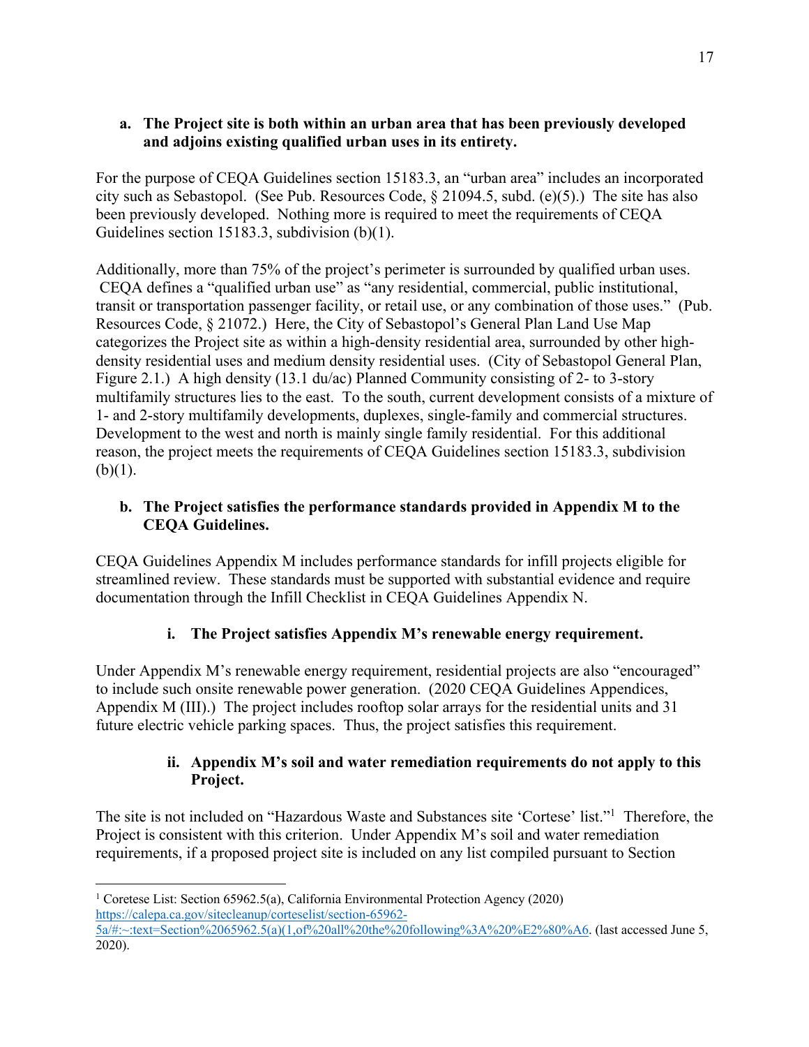**a. The Project site is both within an urban area that has been previously developed and adjoins existing qualified urban uses in its entirety.**

For the purpose of CEQA Guidelines section 15183.3, an "urban area" includes an incorporated city such as Sebastopol. (See Pub. Resources Code, § 21094.5, subd. (e)(5).) The site has also been previously developed. Nothing more is required to meet the requirements of CEQA Guidelines section 15183.3, subdivision (b)(1).

Additionally, more than 75% of the project's perimeter is surrounded by qualified urban uses. CEQA defines a "qualified urban use" as "any residential, commercial, public institutional, transit or transportation passenger facility, or retail use, or any combination of those uses." (Pub. Resources Code, § 21072.) Here, the City of Sebastopol's General Plan Land Use Map categorizes the Project site as within a high-density residential area, surrounded by other high-density residential uses and medium density residential uses. (City of Sebastopol General Plan, Figure 2.1.) A high density (13.1 du/ac) Planned Community consisting of 2- to 3-story multifamily structures lies to the east. To the south, current development consists of a mixture of 1- and 2-story multifamily developments, duplexes, single-family and commercial structures. Development to the west and north is mainly single family residential. For this additional reason, the project meets the requirements of CEQA Guidelines section 15183.3, subdivision (b)(1).

**b. The Project satisfies the performance standards provided in Appendix M to the CEQA Guidelines.**

CEQA Guidelines Appendix M includes performance standards for infill projects eligible for streamlined review. These standards must be supported with substantial evidence and require documentation through the Infill Checklist in CEQA Guidelines Appendix N.

**i. The Project satisfies Appendix M's renewable energy requirement.**

Under Appendix M's renewable energy requirement, residential projects are also "encouraged" to include such onsite renewable power generation. (2020 CEQA Guidelines Appendices, Appendix M (III).) The project includes rooftop solar arrays for the residential units and 31 future electric vehicle parking spaces. Thus, the project satisfies this requirement.

**ii. Appendix M's soil and water remediation requirements do not apply to this Project.**

The site is not included on "Hazardous Waste and Substances site 'Cortese' list."[1] Therefore, the Project is consistent with this criterion. Under Appendix M's soil and water remediation requirements, if a proposed project site is included on any list compiled pursuant to Section

---

[1] Coretese List: Section 65962.5(a), California Environmental Protection Agency (2020) https://calepa.ca.gov/sitecleanup/corteselist/section-65962-5a/#:~:text=Section%2065962.5(a)(1,of%20all%20the%20following%3A%20%E2%80%A6. (last accessed June 5, 2020).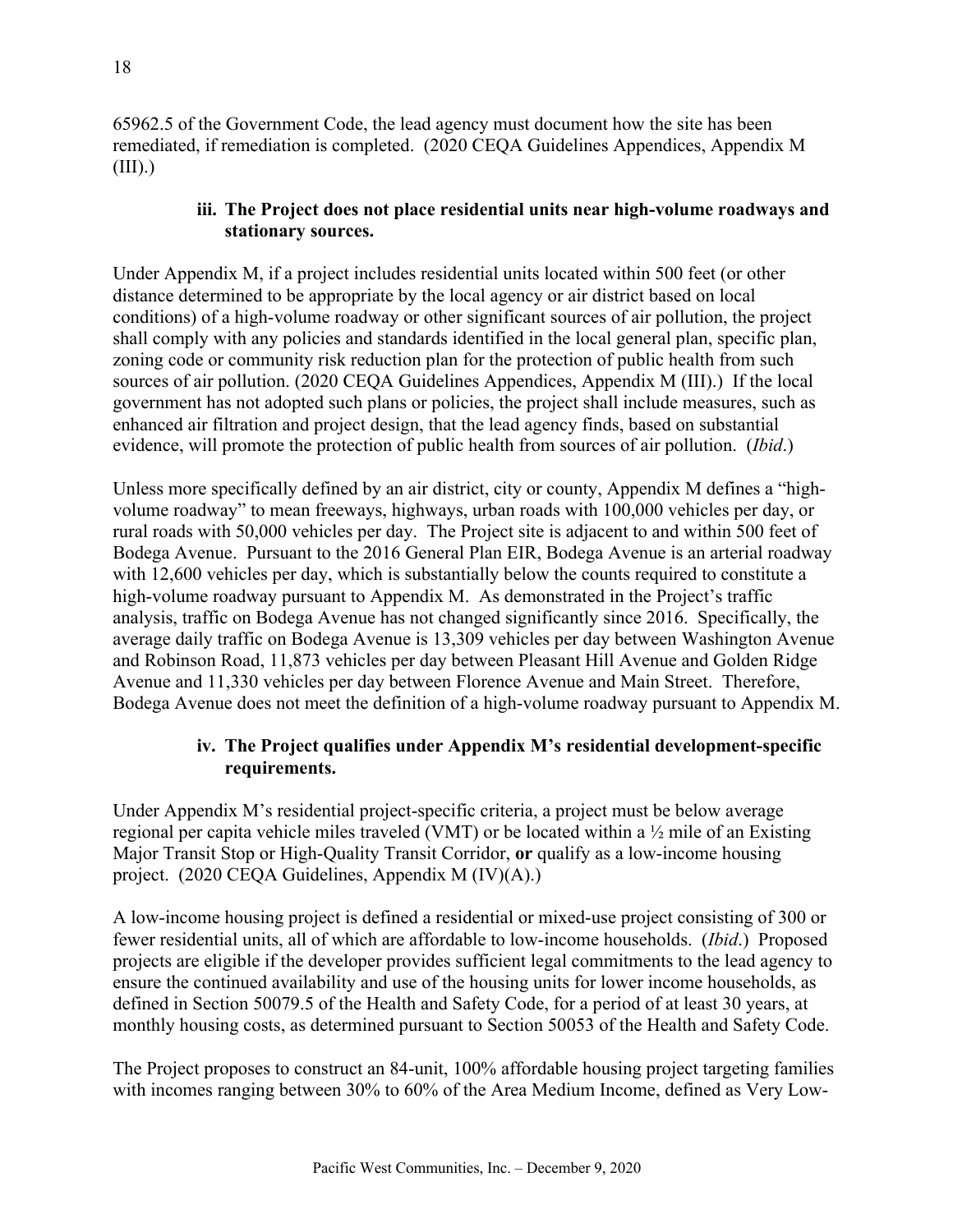65962.5 of the Government Code, the lead agency must document how the site has been remediated, if remediation is completed. (2020 CEQA Guidelines Appendices, Appendix M (III).)

### iii. The Project does not place residential units near high-volume roadways and stationary sources.

Under Appendix M, if a project includes residential units located within 500 feet (or other distance determined to be appropriate by the local agency or air district based on local conditions) of a high-volume roadway or other significant sources of air pollution, the project shall comply with any policies and standards identified in the local general plan, specific plan, zoning code or community risk reduction plan for the protection of public health from such sources of air pollution. (2020 CEQA Guidelines Appendices, Appendix M (III).) If the local government has not adopted such plans or policies, the project shall include measures, such as enhanced air filtration and project design, that the lead agency finds, based on substantial evidence, will promote the protection of public health from sources of air pollution. (*Ibid*.)

Unless more specifically defined by an air district, city or county, Appendix M defines a "high-volume roadway" to mean freeways, highways, urban roads with 100,000 vehicles per day, or rural roads with 50,000 vehicles per day. The Project site is adjacent to and within 500 feet of Bodega Avenue. Pursuant to the 2016 General Plan EIR, Bodega Avenue is an arterial roadway with 12,600 vehicles per day, which is substantially below the counts required to constitute a high-volume roadway pursuant to Appendix M. As demonstrated in the Project's traffic analysis, traffic on Bodega Avenue has not changed significantly since 2016. Specifically, the average daily traffic on Bodega Avenue is 13,309 vehicles per day between Washington Avenue and Robinson Road, 11,873 vehicles per day between Pleasant Hill Avenue and Golden Ridge Avenue and 11,330 vehicles per day between Florence Avenue and Main Street. Therefore, Bodega Avenue does not meet the definition of a high-volume roadway pursuant to Appendix M.

### iv. The Project qualifies under Appendix M's residential development-specific requirements.

Under Appendix M's residential project-specific criteria, a project must be below average regional per capita vehicle miles traveled (VMT) or be located within a ½ mile of an Existing Major Transit Stop or High-Quality Transit Corridor, **or** qualify as a low-income housing project. (2020 CEQA Guidelines, Appendix M (IV)(A).)

A low-income housing project is defined a residential or mixed-use project consisting of 300 or fewer residential units, all of which are affordable to low-income households. (*Ibid*.) Proposed projects are eligible if the developer provides sufficient legal commitments to the lead agency to ensure the continued availability and use of the housing units for lower income households, as defined in Section 50079.5 of the Health and Safety Code, for a period of at least 30 years, at monthly housing costs, as determined pursuant to Section 50053 of the Health and Safety Code.

The Project proposes to construct an 84-unit, 100% affordable housing project targeting families with incomes ranging between 30% to 60% of the Area Medium Income, defined as Very Low-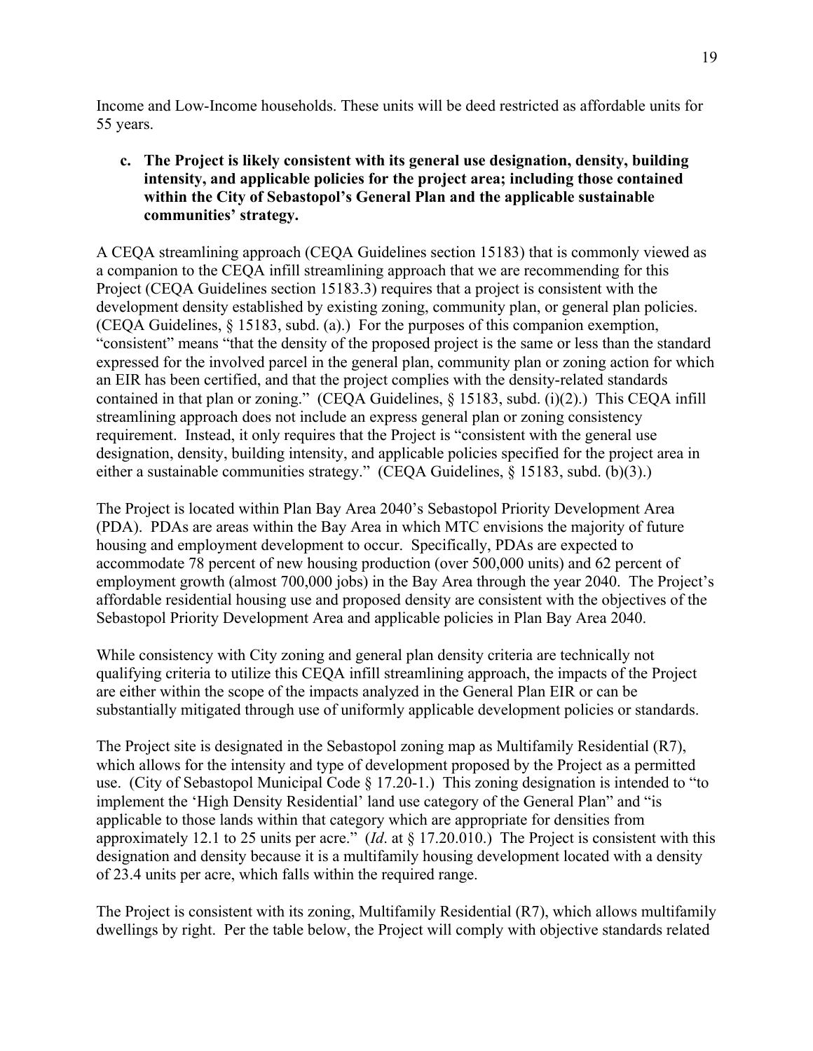Income and Low-Income households. These units will be deed restricted as affordable units for 55 years.

**c. The Project is likely consistent with its general use designation, density, building intensity, and applicable policies for the project area; including those contained within the City of Sebastopol's General Plan and the applicable sustainable communities' strategy.**

A CEQA streamlining approach (CEQA Guidelines section 15183) that is commonly viewed as a companion to the CEQA infill streamlining approach that we are recommending for this Project (CEQA Guidelines section 15183.3) requires that a project is consistent with the development density established by existing zoning, community plan, or general plan policies. (CEQA Guidelines, § 15183, subd. (a).) For the purposes of this companion exemption, "consistent" means "that the density of the proposed project is the same or less than the standard expressed for the involved parcel in the general plan, community plan or zoning action for which an EIR has been certified, and that the project complies with the density-related standards contained in that plan or zoning." (CEQA Guidelines, § 15183, subd. (i)(2).) This CEQA infill streamlining approach does not include an express general plan or zoning consistency requirement. Instead, it only requires that the Project is "consistent with the general use designation, density, building intensity, and applicable policies specified for the project area in either a sustainable communities strategy." (CEQA Guidelines, § 15183, subd. (b)(3).)

The Project is located within Plan Bay Area 2040's Sebastopol Priority Development Area (PDA). PDAs are areas within the Bay Area in which MTC envisions the majority of future housing and employment development to occur. Specifically, PDAs are expected to accommodate 78 percent of new housing production (over 500,000 units) and 62 percent of employment growth (almost 700,000 jobs) in the Bay Area through the year 2040. The Project's affordable residential housing use and proposed density are consistent with the objectives of the Sebastopol Priority Development Area and applicable policies in Plan Bay Area 2040.

While consistency with City zoning and general plan density criteria are technically not qualifying criteria to utilize this CEQA infill streamlining approach, the impacts of the Project are either within the scope of the impacts analyzed in the General Plan EIR or can be substantially mitigated through use of uniformly applicable development policies or standards.

The Project site is designated in the Sebastopol zoning map as Multifamily Residential (R7), which allows for the intensity and type of development proposed by the Project as a permitted use. (City of Sebastopol Municipal Code § 17.20-1.) This zoning designation is intended to "to implement the 'High Density Residential' land use category of the General Plan" and "is applicable to those lands within that category which are appropriate for densities from approximately 12.1 to 25 units per acre." (*Id*. at § 17.20.010.) The Project is consistent with this designation and density because it is a multifamily housing development located with a density of 23.4 units per acre, which falls within the required range.

The Project is consistent with its zoning, Multifamily Residential (R7), which allows multifamily dwellings by right. Per the table below, the Project will comply with objective standards related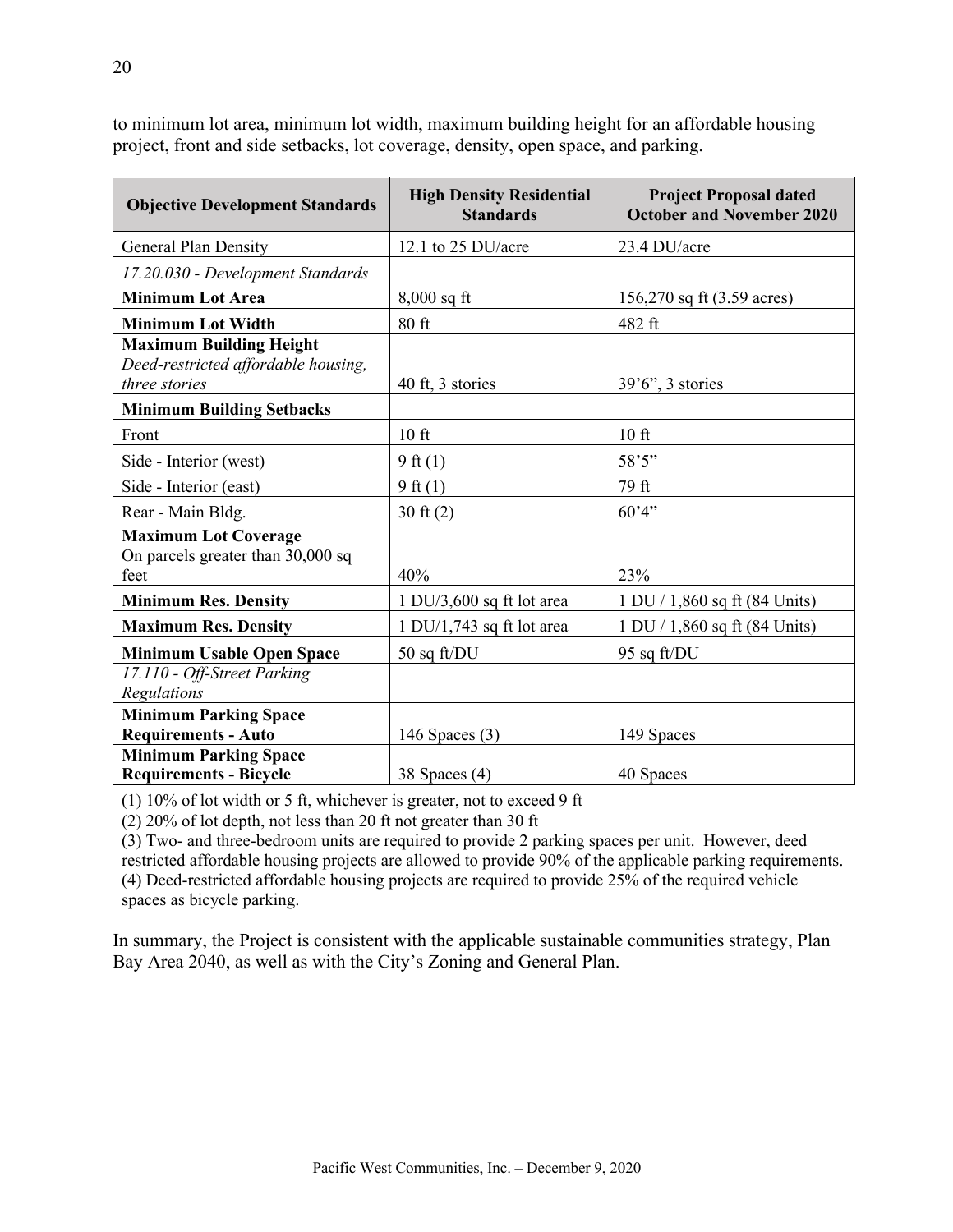to minimum lot area, minimum lot width, maximum building height for an affordable housing project, front and side setbacks, lot coverage, density, open space, and parking.

| Objective Development Standards | High Density Residential Standards | Project Proposal dated October and November 2020 |
|---|---|---|
| General Plan Density | 12.1 to 25 DU/acre | 23.4 DU/acre |
| *17.20.030 - Development Standards* | | |
| **Minimum Lot Area** | 8,000 sq ft | 156,270 sq ft (3.59 acres) |
| **Minimum Lot Width** | 80 ft | 482 ft |
| **Maximum Building Height** *Deed-restricted affordable housing, three stories* | 40 ft, 3 stories | 39'6", 3 stories |
| **Minimum Building Setbacks** | | |
| Front | 10 ft | 10 ft |
| Side - Interior (west) | 9 ft (1) | 58'5" |
| Side - Interior (east) | 9 ft (1) | 79 ft |
| Rear - Main Bldg. | 30 ft (2) | 60'4" |
| **Maximum Lot Coverage** On parcels greater than 30,000 sq feet | 40% | 23% |
| **Minimum Res. Density** | 1 DU/3,600 sq ft lot area | 1 DU / 1,860 sq ft (84 Units) |
| **Maximum Res. Density** | 1 DU/1,743 sq ft lot area | 1 DU / 1,860 sq ft (84 Units) |
| **Minimum Usable Open Space** | 50 sq ft/DU | 95 sq ft/DU |
| *17.110 - Off-Street Parking Regulations* | | |
| **Minimum Parking Space Requirements - Auto** | 146 Spaces (3) | 149 Spaces |
| **Minimum Parking Space Requirements - Bicycle** | 38 Spaces (4) | 40 Spaces |

(1) 10% of lot width or 5 ft, whichever is greater, not to exceed 9 ft
(2) 20% of lot depth, not less than 20 ft not greater than 30 ft
(3) Two- and three-bedroom units are required to provide 2 parking spaces per unit. However, deed restricted affordable housing projects are allowed to provide 90% of the applicable parking requirements.
(4) Deed-restricted affordable housing projects are required to provide 25% of the required vehicle spaces as bicycle parking.

In summary, the Project is consistent with the applicable sustainable communities strategy, Plan Bay Area 2040, as well as with the City's Zoning and General Plan.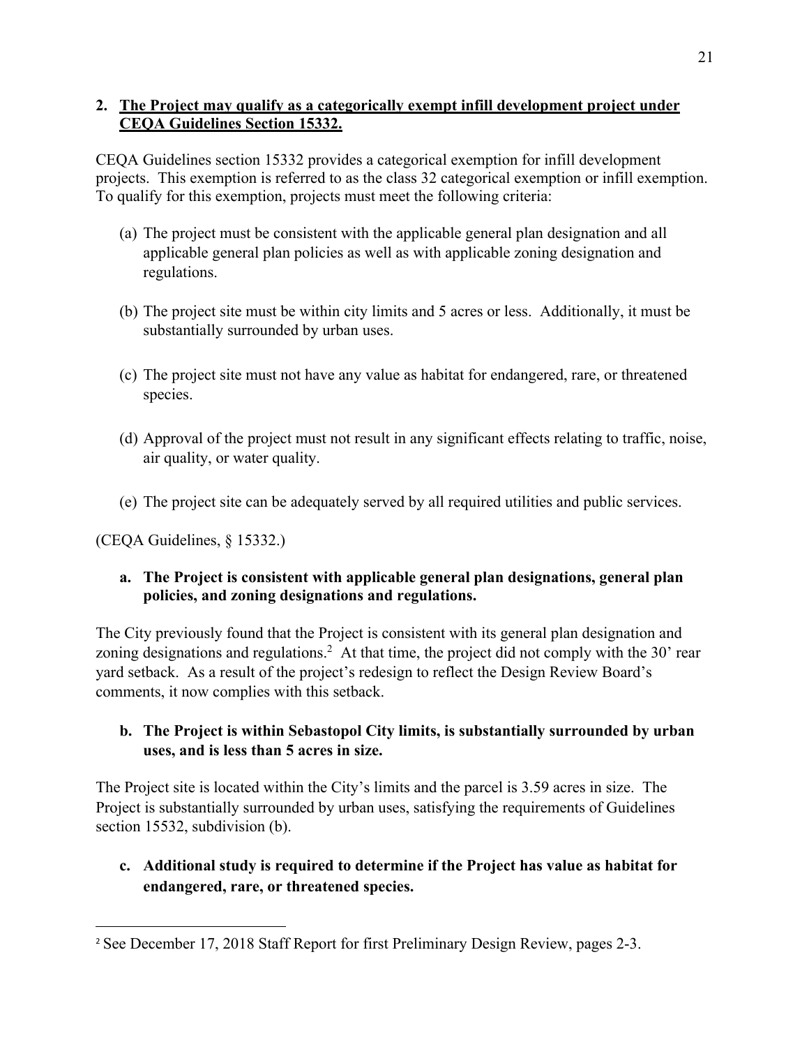## 2. The Project may qualify as a categorically exempt infill development project under CEQA Guidelines Section 15332.

CEQA Guidelines section 15332 provides a categorical exemption for infill development projects. This exemption is referred to as the class 32 categorical exemption or infill exemption. To qualify for this exemption, projects must meet the following criteria:

(a) The project must be consistent with the applicable general plan designation and all applicable general plan policies as well as with applicable zoning designation and regulations.

(b) The project site must be within city limits and 5 acres or less. Additionally, it must be substantially surrounded by urban uses.

(c) The project site must not have any value as habitat for endangered, rare, or threatened species.

(d) Approval of the project must not result in any significant effects relating to traffic, noise, air quality, or water quality.

(e) The project site can be adequately served by all required utilities and public services.

(CEQA Guidelines, § 15332.)

### a. The Project is consistent with applicable general plan designations, general plan policies, and zoning designations and regulations.

The City previously found that the Project is consistent with its general plan designation and zoning designations and regulations.[2] At that time, the project did not comply with the 30' rear yard setback. As a result of the project's redesign to reflect the Design Review Board's comments, it now complies with this setback.

### b. The Project is within Sebastopol City limits, is substantially surrounded by urban uses, and is less than 5 acres in size.

The Project site is located within the City's limits and the parcel is 3.59 acres in size. The Project is substantially surrounded by urban uses, satisfying the requirements of Guidelines section 15532, subdivision (b).

### c. Additional study is required to determine if the Project has value as habitat for endangered, rare, or threatened species.

---

[2] See December 17, 2018 Staff Report for first Preliminary Design Review, pages 2-3.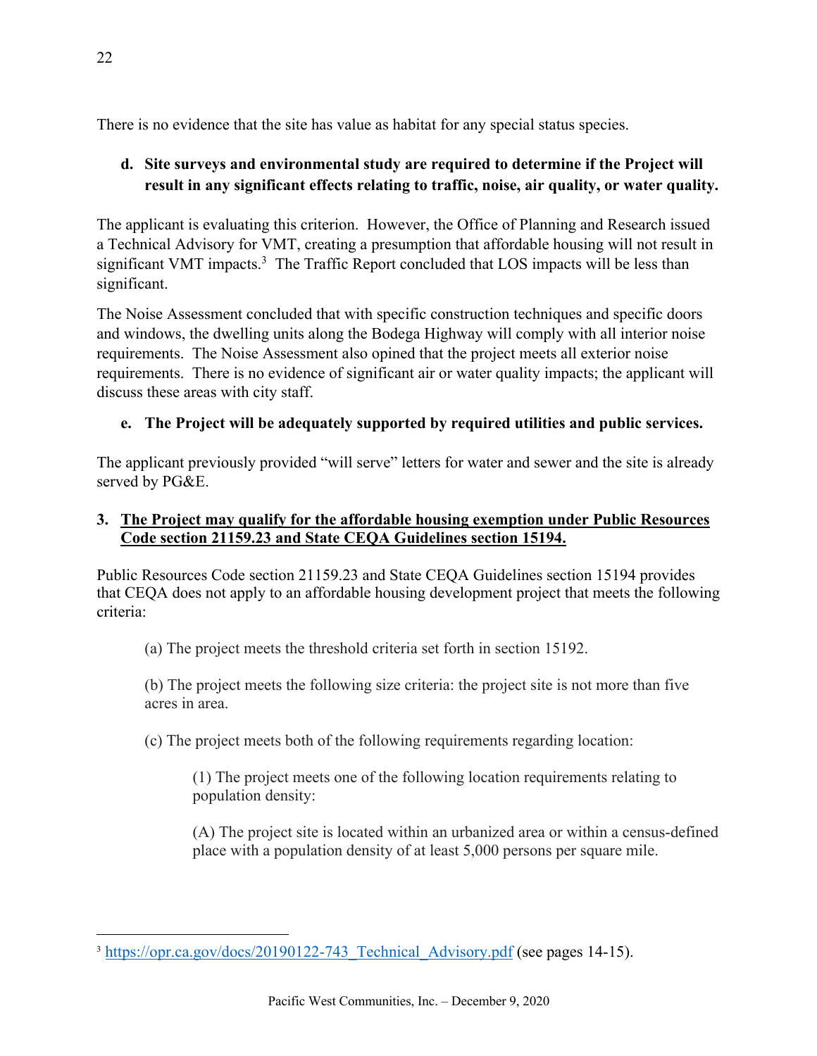There is no evidence that the site has value as habitat for any special status species.

**d. Site surveys and environmental study are required to determine if the Project will result in any significant effects relating to traffic, noise, air quality, or water quality.**

The applicant is evaluating this criterion. However, the Office of Planning and Research issued a Technical Advisory for VMT, creating a presumption that affordable housing will not result in significant VMT impacts.[3] The Traffic Report concluded that LOS impacts will be less than significant.

The Noise Assessment concluded that with specific construction techniques and specific doors and windows, the dwelling units along the Bodega Highway will comply with all interior noise requirements. The Noise Assessment also opined that the project meets all exterior noise requirements. There is no evidence of significant air or water quality impacts; the applicant will discuss these areas with city staff.

**e. The Project will be adequately supported by required utilities and public services.**

The applicant previously provided "will serve" letters for water and sewer and the site is already served by PG&E.

**3. <u>The Project may qualify for the affordable housing exemption under Public Resources Code section 21159.23 and State CEQA Guidelines section 15194.</u>**

Public Resources Code section 21159.23 and State CEQA Guidelines section 15194 provides that CEQA does not apply to an affordable housing development project that meets the following criteria:

> (a) The project meets the threshold criteria set forth in section 15192.
>
> (b) The project meets the following size criteria: the project site is not more than five acres in area.
>
> (c) The project meets both of the following requirements regarding location:
>
>> (1) The project meets one of the following location requirements relating to population density:
>>
>> (A) The project site is located within an urbanized area or within a census-defined place with a population density of at least 5,000 persons per square mile.

---

[3] https://opr.ca.gov/docs/20190122-743_Technical_Advisory.pdf (see pages 14-15).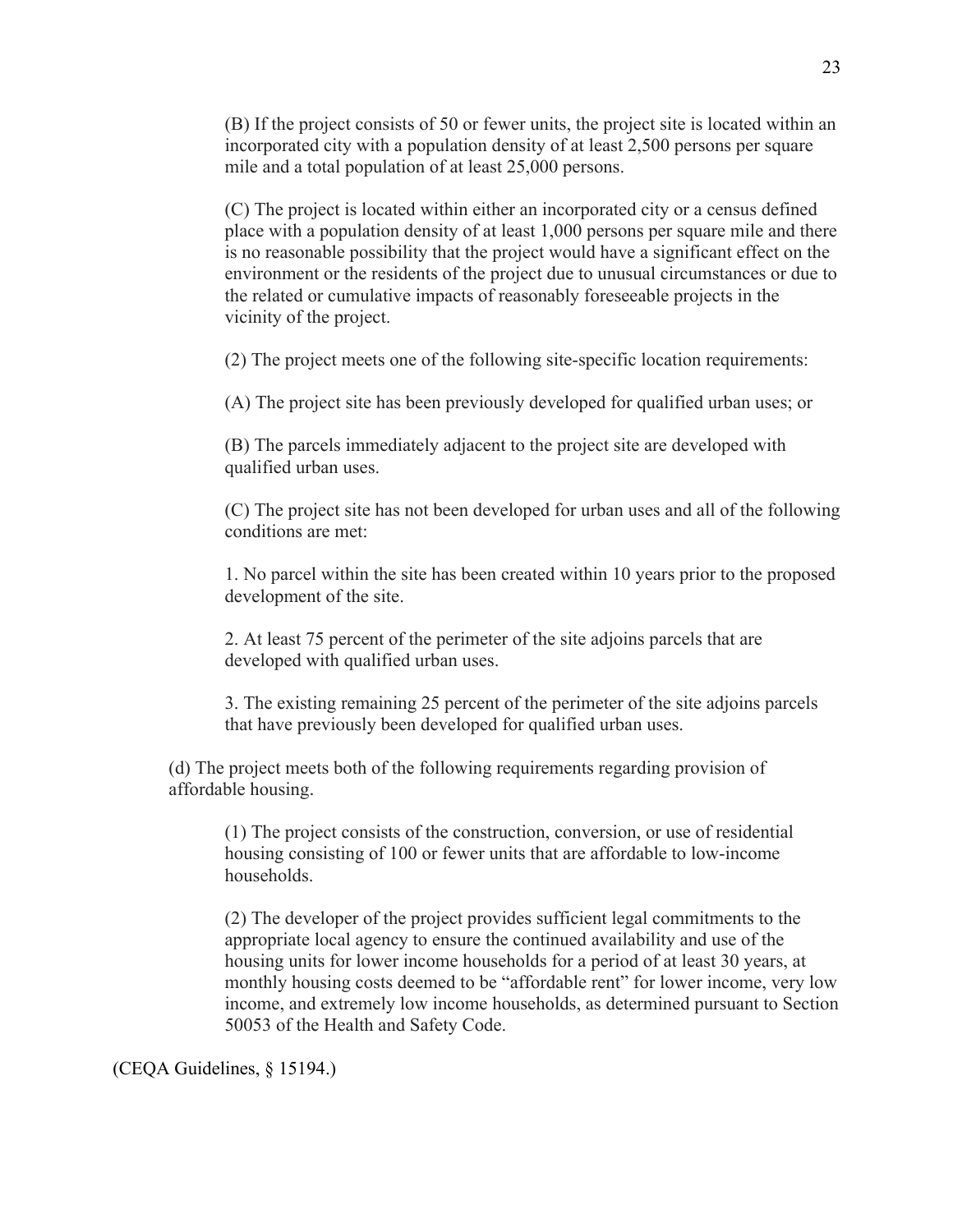(B) If the project consists of 50 or fewer units, the project site is located within an incorporated city with a population density of at least 2,500 persons per square mile and a total population of at least 25,000 persons.

(C) The project is located within either an incorporated city or a census defined place with a population density of at least 1,000 persons per square mile and there is no reasonable possibility that the project would have a significant effect on the environment or the residents of the project due to unusual circumstances or due to the related or cumulative impacts of reasonably foreseeable projects in the vicinity of the project.

(2) The project meets one of the following site-specific location requirements:

(A) The project site has been previously developed for qualified urban uses; or

(B) The parcels immediately adjacent to the project site are developed with qualified urban uses.

(C) The project site has not been developed for urban uses and all of the following conditions are met:

1. No parcel within the site has been created within 10 years prior to the proposed development of the site.

2. At least 75 percent of the perimeter of the site adjoins parcels that are developed with qualified urban uses.

3. The existing remaining 25 percent of the perimeter of the site adjoins parcels that have previously been developed for qualified urban uses.

(d) The project meets both of the following requirements regarding provision of affordable housing.

(1) The project consists of the construction, conversion, or use of residential housing consisting of 100 or fewer units that are affordable to low-income households.

(2) The developer of the project provides sufficient legal commitments to the appropriate local agency to ensure the continued availability and use of the housing units for lower income households for a period of at least 30 years, at monthly housing costs deemed to be "affordable rent" for lower income, very low income, and extremely low income households, as determined pursuant to Section 50053 of the Health and Safety Code.

(CEQA Guidelines, § 15194.)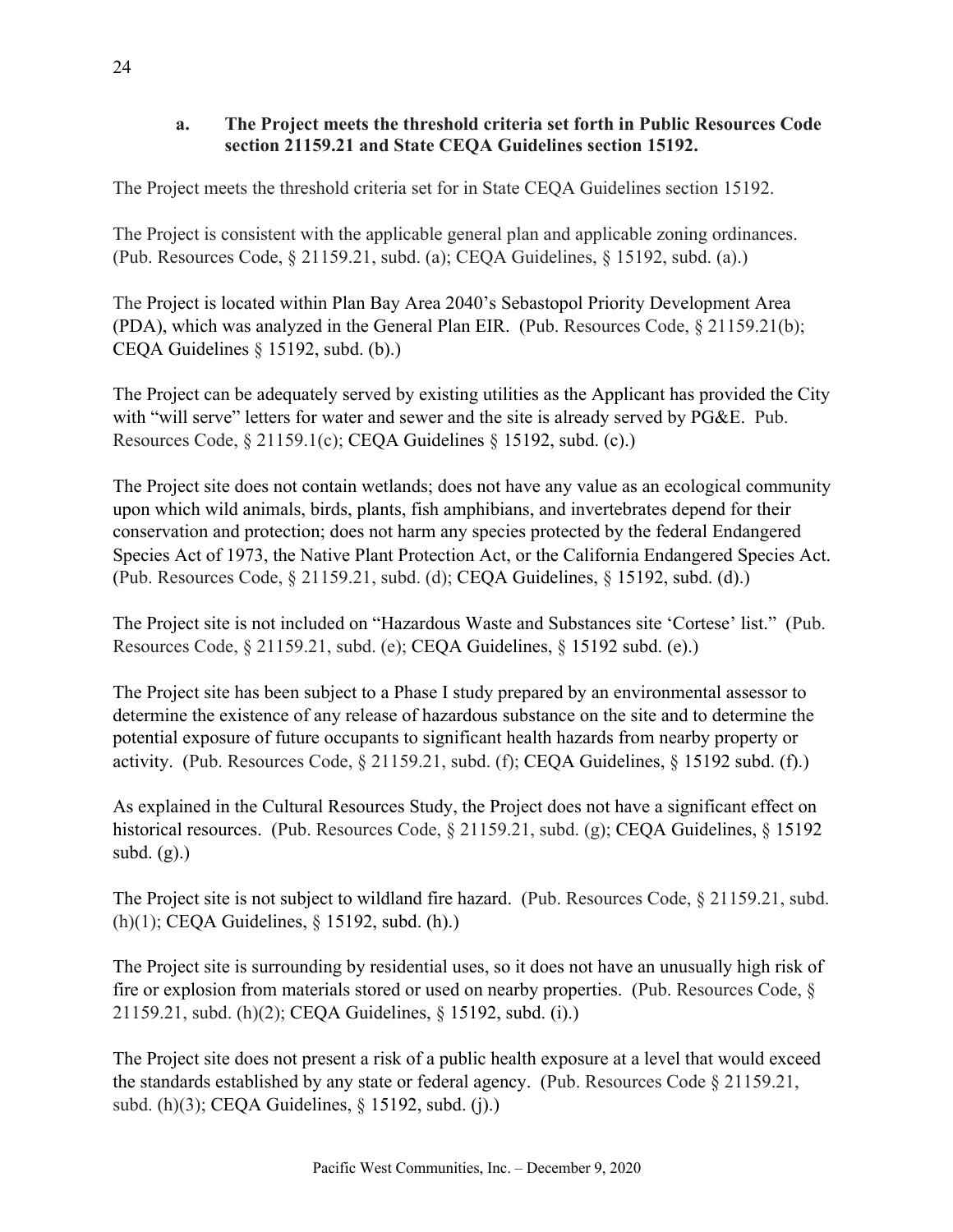### a. The Project meets the threshold criteria set forth in Public Resources Code section 21159.21 and State CEQA Guidelines section 15192.

The Project meets the threshold criteria set for in State CEQA Guidelines section 15192.

The Project is consistent with the applicable general plan and applicable zoning ordinances. (Pub. Resources Code, § 21159.21, subd. (a); CEQA Guidelines, § 15192, subd. (a).)

The Project is located within Plan Bay Area 2040's Sebastopol Priority Development Area (PDA), which was analyzed in the General Plan EIR. (Pub. Resources Code, § 21159.21(b); CEQA Guidelines § 15192, subd. (b).)

The Project can be adequately served by existing utilities as the Applicant has provided the City with "will serve" letters for water and sewer and the site is already served by PG&E. Pub. Resources Code, § 21159.1(c); CEQA Guidelines § 15192, subd. (c).)

The Project site does not contain wetlands; does not have any value as an ecological community upon which wild animals, birds, plants, fish amphibians, and invertebrates depend for their conservation and protection; does not harm any species protected by the federal Endangered Species Act of 1973, the Native Plant Protection Act, or the California Endangered Species Act. (Pub. Resources Code, § 21159.21, subd. (d); CEQA Guidelines, § 15192, subd. (d).)

The Project site is not included on "Hazardous Waste and Substances site 'Cortese' list." (Pub. Resources Code, § 21159.21, subd. (e); CEQA Guidelines, § 15192 subd. (e).)

The Project site has been subject to a Phase I study prepared by an environmental assessor to determine the existence of any release of hazardous substance on the site and to determine the potential exposure of future occupants to significant health hazards from nearby property or activity. (Pub. Resources Code, § 21159.21, subd. (f); CEQA Guidelines, § 15192 subd. (f).)

As explained in the Cultural Resources Study, the Project does not have a significant effect on historical resources. (Pub. Resources Code, § 21159.21, subd. (g); CEQA Guidelines, § 15192 subd. (g).)

The Project site is not subject to wildland fire hazard. (Pub. Resources Code, § 21159.21, subd. (h)(1); CEQA Guidelines, § 15192, subd. (h).)

The Project site is surrounding by residential uses, so it does not have an unusually high risk of fire or explosion from materials stored or used on nearby properties. (Pub. Resources Code, § 21159.21, subd. (h)(2); CEQA Guidelines, § 15192, subd. (i).)

The Project site does not present a risk of a public health exposure at a level that would exceed the standards established by any state or federal agency. (Pub. Resources Code § 21159.21, subd. (h)(3); CEQA Guidelines, § 15192, subd. (j).)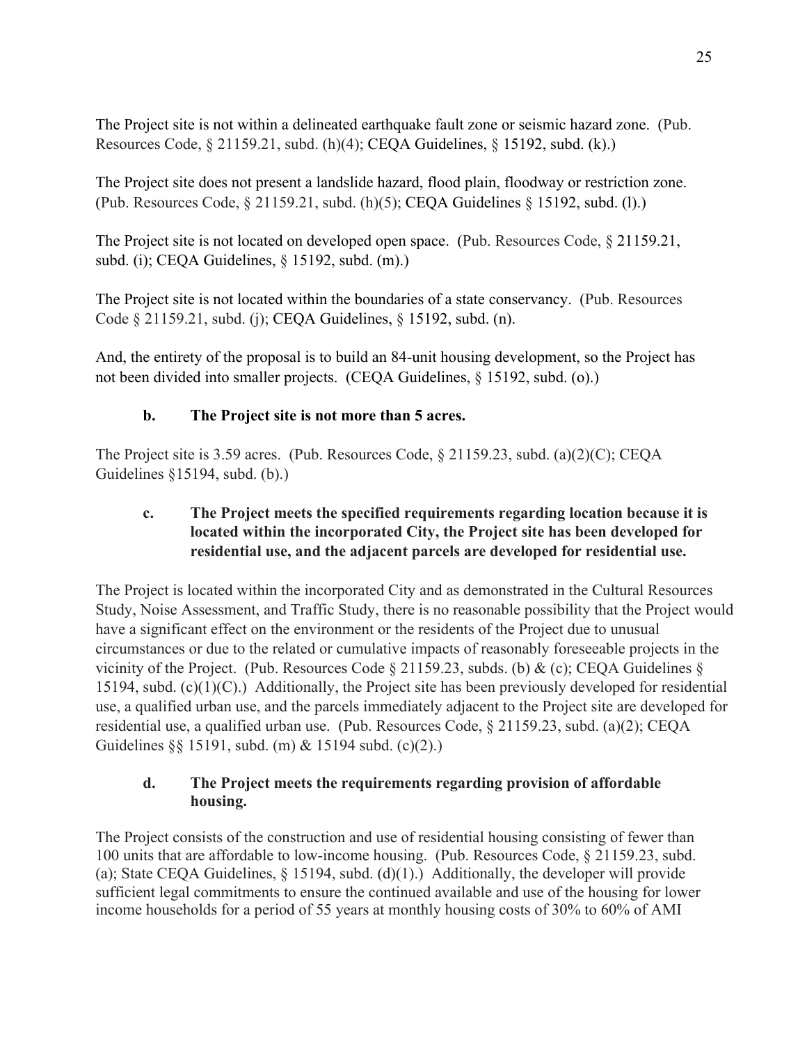The Project site is not within a delineated earthquake fault zone or seismic hazard zone. (Pub. Resources Code, § 21159.21, subd. (h)(4); CEQA Guidelines, § 15192, subd. (k).)

The Project site does not present a landslide hazard, flood plain, floodway or restriction zone. (Pub. Resources Code, § 21159.21, subd. (h)(5); CEQA Guidelines § 15192, subd. (l).)

The Project site is not located on developed open space. (Pub. Resources Code, § 21159.21, subd. (i); CEQA Guidelines, § 15192, subd. (m).)

The Project site is not located within the boundaries of a state conservancy. (Pub. Resources Code § 21159.21, subd. (j); CEQA Guidelines, § 15192, subd. (n).

And, the entirety of the proposal is to build an 84-unit housing development, so the Project has not been divided into smaller projects. (CEQA Guidelines, § 15192, subd. (o).)

**b. The Project site is not more than 5 acres.**

The Project site is 3.59 acres. (Pub. Resources Code, § 21159.23, subd. (a)(2)(C); CEQA Guidelines §15194, subd. (b).)

**c. The Project meets the specified requirements regarding location because it is located within the incorporated City, the Project site has been developed for residential use, and the adjacent parcels are developed for residential use.**

The Project is located within the incorporated City and as demonstrated in the Cultural Resources Study, Noise Assessment, and Traffic Study, there is no reasonable possibility that the Project would have a significant effect on the environment or the residents of the Project due to unusual circumstances or due to the related or cumulative impacts of reasonably foreseeable projects in the vicinity of the Project. (Pub. Resources Code § 21159.23, subds. (b) & (c); CEQA Guidelines § 15194, subd. (c)(1)(C).) Additionally, the Project site has been previously developed for residential use, a qualified urban use, and the parcels immediately adjacent to the Project site are developed for residential use, a qualified urban use. (Pub. Resources Code, § 21159.23, subd. (a)(2); CEQA Guidelines §§ 15191, subd. (m) & 15194 subd. (c)(2).)

**d. The Project meets the requirements regarding provision of affordable housing.**

The Project consists of the construction and use of residential housing consisting of fewer than 100 units that are affordable to low-income housing. (Pub. Resources Code, § 21159.23, subd. (a); State CEQA Guidelines, § 15194, subd. (d)(1).) Additionally, the developer will provide sufficient legal commitments to ensure the continued available and use of the housing for lower income households for a period of 55 years at monthly housing costs of 30% to 60% of AMI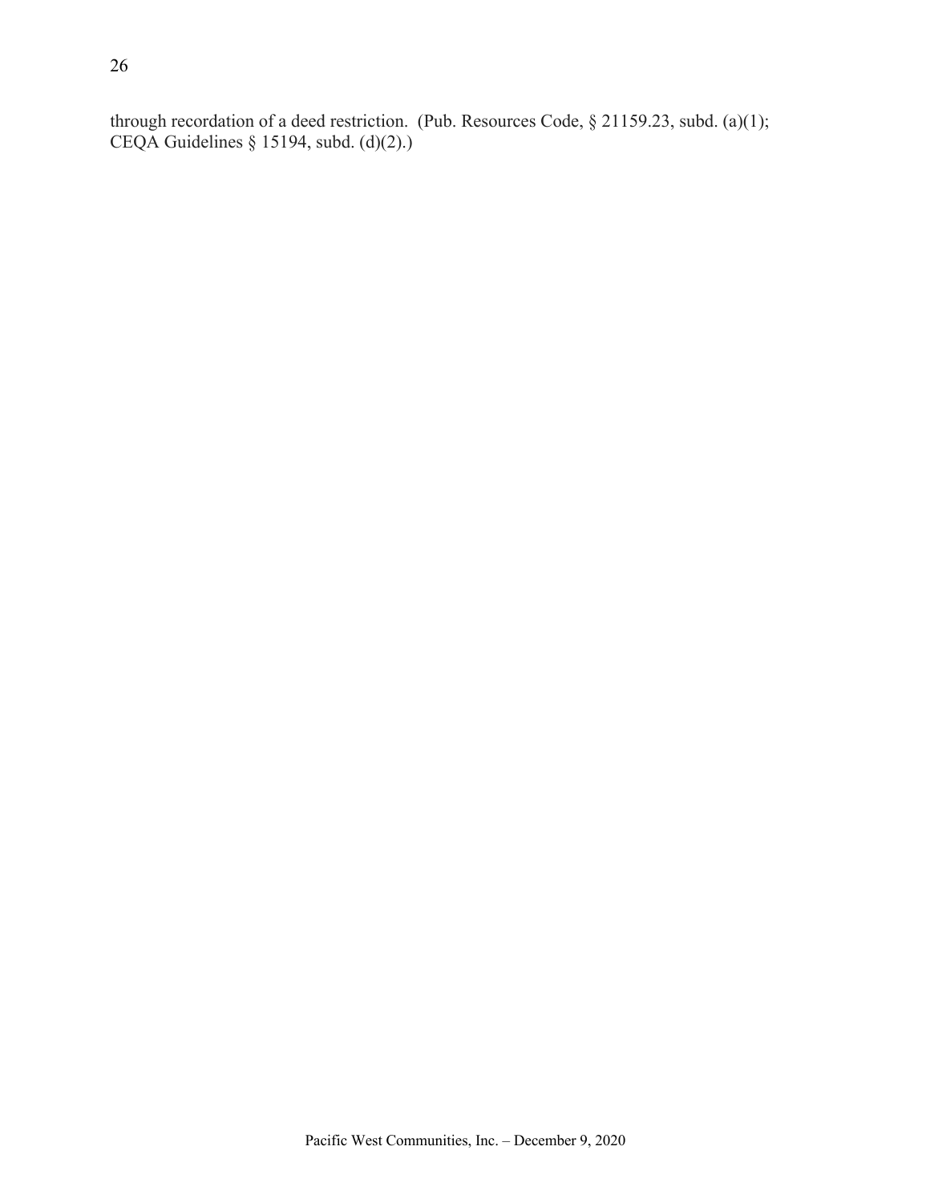through recordation of a deed restriction. (Pub. Resources Code, § 21159.23, subd. (a)(1); CEQA Guidelines § 15194, subd. (d)(2).)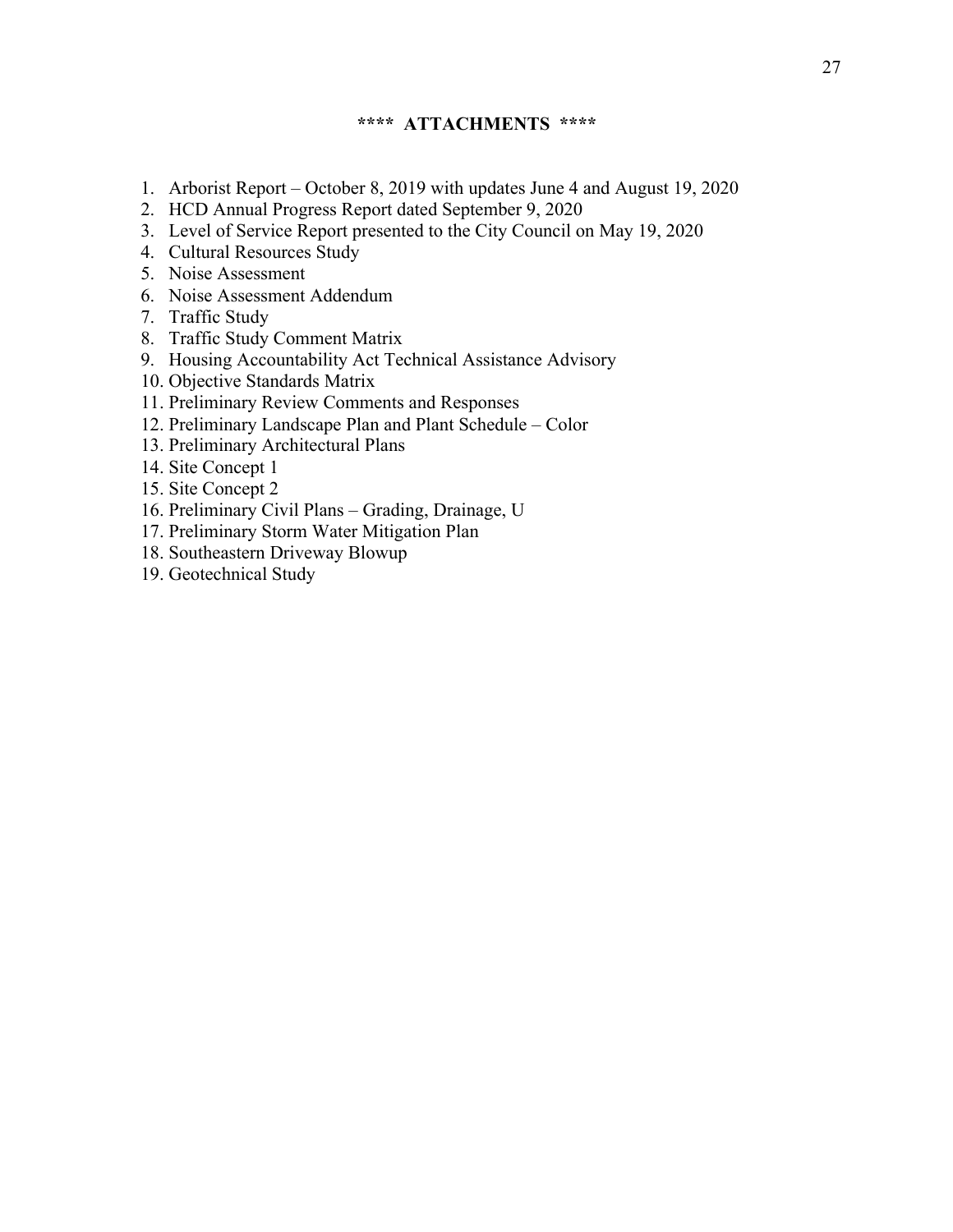**\*\*\*\* ATTACHMENTS \*\*\*\***

1. Arborist Report – October 8, 2019 with updates June 4 and August 19, 2020
2. HCD Annual Progress Report dated September 9, 2020
3. Level of Service Report presented to the City Council on May 19, 2020
4. Cultural Resources Study
5. Noise Assessment
6. Noise Assessment Addendum
7. Traffic Study
8. Traffic Study Comment Matrix
9. Housing Accountability Act Technical Assistance Advisory
10. Objective Standards Matrix
11. Preliminary Review Comments and Responses
12. Preliminary Landscape Plan and Plant Schedule – Color
13. Preliminary Architectural Plans
14. Site Concept 1
15. Site Concept 2
16. Preliminary Civil Plans – Grading, Drainage, U
17. Preliminary Storm Water Mitigation Plan
18. Southeastern Driveway Blowup
19. Geotechnical Study